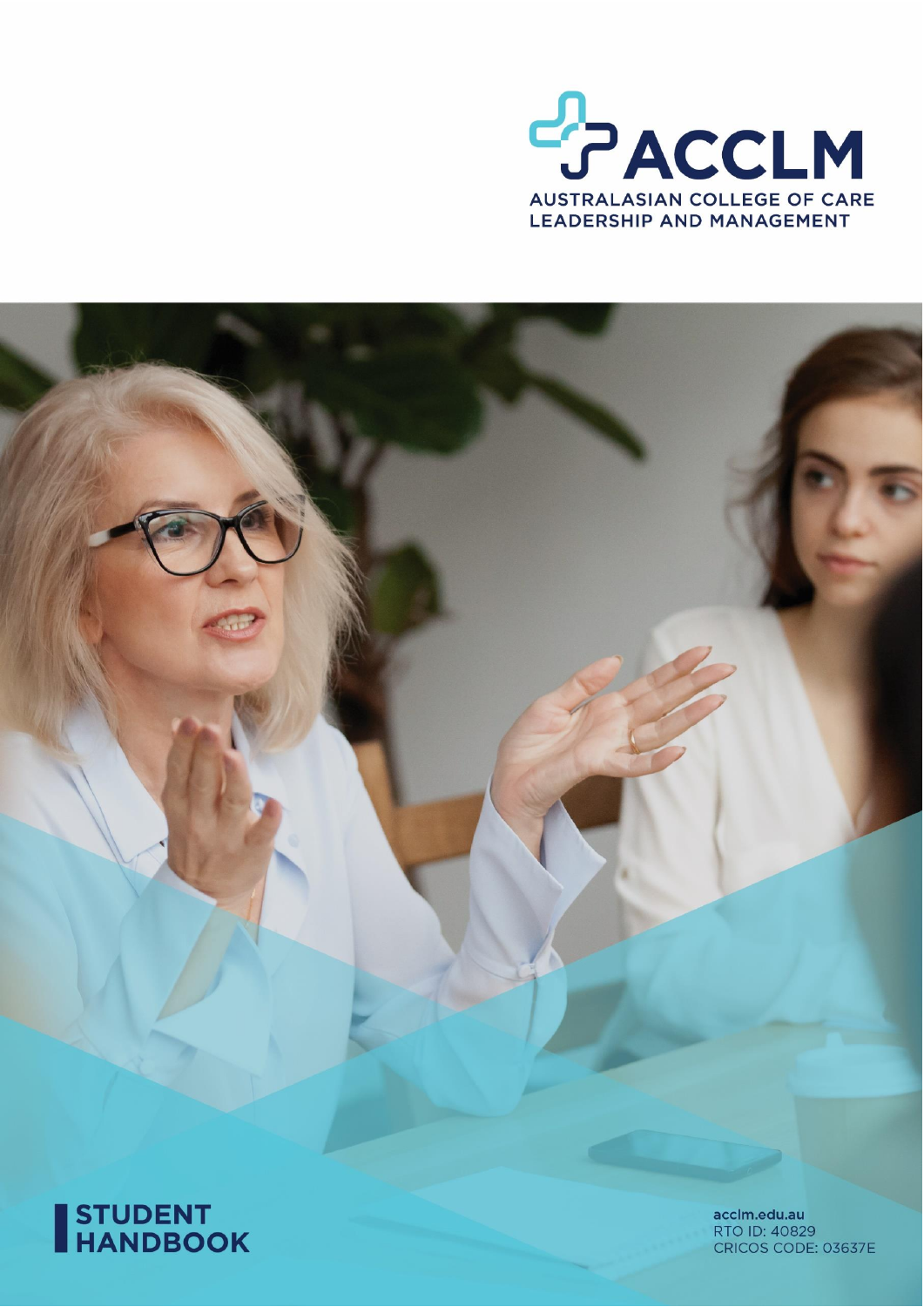ACCLM

AUSTRALASIAN COLLEGE OF CARE LEADERSHIP AND MANAGEMENT

# STUDENT HANDBOOK

acclm.edu.au
RTO ID: 40829
CRICOS CODE: 03637E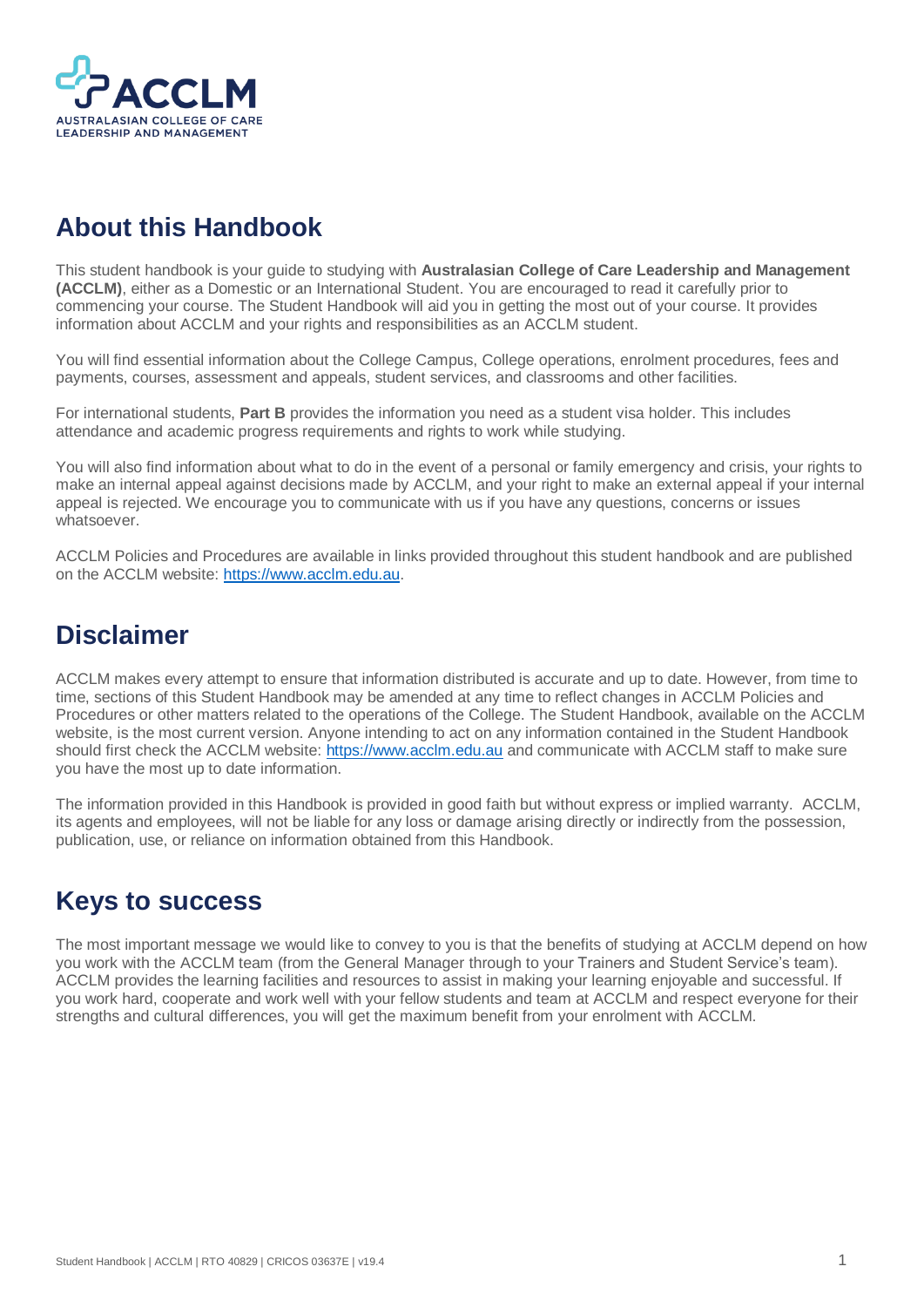## About this Handbook

This student handbook is your guide to studying with **Australasian College of Care Leadership and Management (ACCLM)**, either as a Domestic or an International Student. You are encouraged to read it carefully prior to commencing your course. The Student Handbook will aid you in getting the most out of your course. It provides information about ACCLM and your rights and responsibilities as an ACCLM student.

You will find essential information about the College Campus, College operations, enrolment procedures, fees and payments, courses, assessment and appeals, student services, and classrooms and other facilities.

For international students, **Part B** provides the information you need as a student visa holder. This includes attendance and academic progress requirements and rights to work while studying.

You will also find information about what to do in the event of a personal or family emergency and crisis, your rights to make an internal appeal against decisions made by ACCLM, and your right to make an external appeal if your internal appeal is rejected. We encourage you to communicate with us if you have any questions, concerns or issues whatsoever.

ACCLM Policies and Procedures are available in links provided throughout this student handbook and are published on the ACCLM website: https://www.acclm.edu.au.

## Disclaimer

ACCLM makes every attempt to ensure that information distributed is accurate and up to date. However, from time to time, sections of this Student Handbook may be amended at any time to reflect changes in ACCLM Policies and Procedures or other matters related to the operations of the College. The Student Handbook, available on the ACCLM website, is the most current version. Anyone intending to act on any information contained in the Student Handbook should first check the ACCLM website: https://www.acclm.edu.au and communicate with ACCLM staff to make sure you have the most up to date information.

The information provided in this Handbook is provided in good faith but without express or implied warranty. ACCLM, its agents and employees, will not be liable for any loss or damage arising directly or indirectly from the possession, publication, use, or reliance on information obtained from this Handbook.

## Keys to success

The most important message we would like to convey to you is that the benefits of studying at ACCLM depend on how you work with the ACCLM team (from the General Manager through to your Trainers and Student Service's team). ACCLM provides the learning facilities and resources to assist in making your learning enjoyable and successful. If you work hard, cooperate and work well with your fellow students and team at ACCLM and respect everyone for their strengths and cultural differences, you will get the maximum benefit from your enrolment with ACCLM.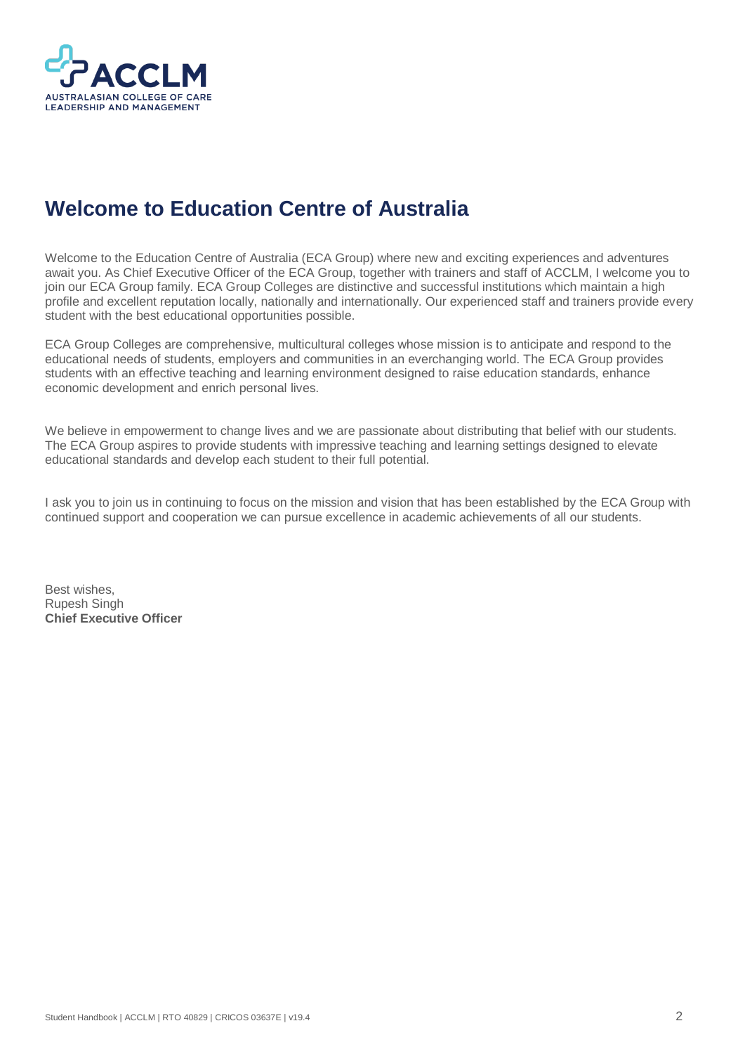# Welcome to Education Centre of Australia

Welcome to the Education Centre of Australia (ECA Group) where new and exciting experiences and adventures await you. As Chief Executive Officer of the ECA Group, together with trainers and staff of ACCLM, I welcome you to join our ECA Group family. ECA Group Colleges are distinctive and successful institutions which maintain a high profile and excellent reputation locally, nationally and internationally. Our experienced staff and trainers provide every student with the best educational opportunities possible.

ECA Group Colleges are comprehensive, multicultural colleges whose mission is to anticipate and respond to the educational needs of students, employers and communities in an everchanging world. The ECA Group provides students with an effective teaching and learning environment designed to raise education standards, enhance economic development and enrich personal lives.

We believe in empowerment to change lives and we are passionate about distributing that belief with our students. The ECA Group aspires to provide students with impressive teaching and learning settings designed to elevate educational standards and develop each student to their full potential.

I ask you to join us in continuing to focus on the mission and vision that has been established by the ECA Group with continued support and cooperation we can pursue excellence in academic achievements of all our students.

Best wishes,
Rupesh Singh
**Chief Executive Officer**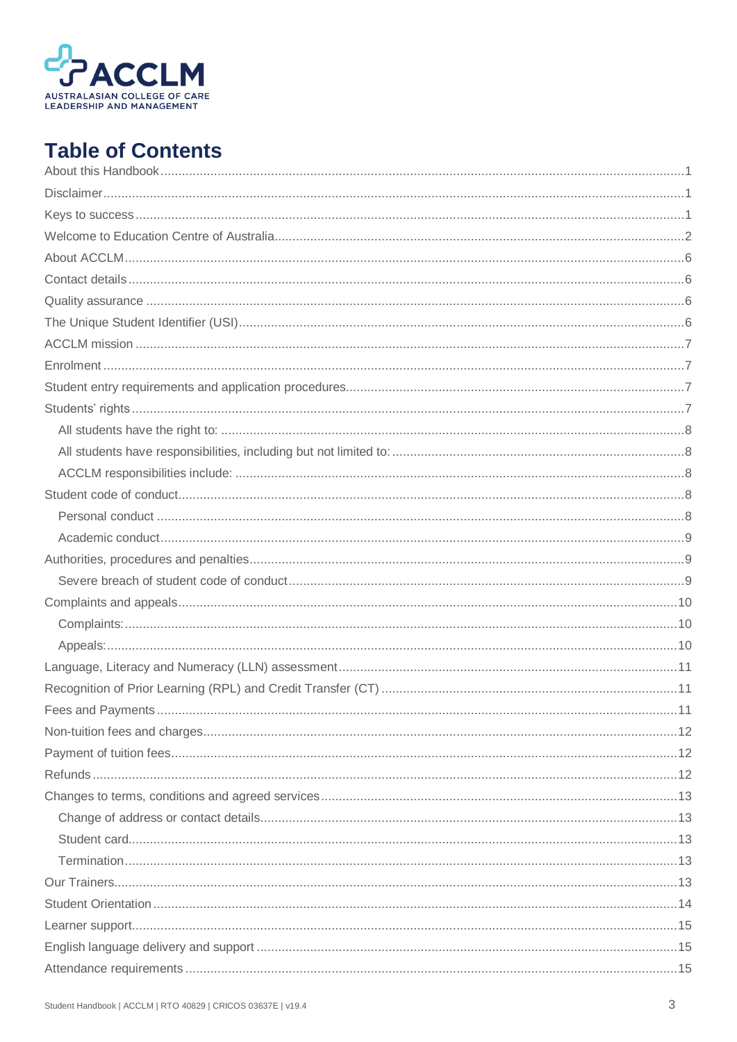# Table of Contents

About this Handbook ....................................................................................................1

Disclaimer ....................................................................................................1

Keys to success ....................................................................................................1

Welcome to Education Centre of Australia ....................................................................................................2

About ACCLM ....................................................................................................6

Contact details ....................................................................................................6

Quality assurance ....................................................................................................6

The Unique Student Identifier (USI) ....................................................................................................6

ACCLM mission ....................................................................................................7

Enrolment ....................................................................................................7

Student entry requirements and application procedures ....................................................................................................7

Students' rights ....................................................................................................7

- All students have the right to: ....................................................................................................8
- All students have responsibilities, including but not limited to: ....................................................................................................8
- ACCLM responsibilities include: ....................................................................................................8

Student code of conduct ....................................................................................................8

- Personal conduct ....................................................................................................8
- Academic conduct ....................................................................................................9

Authorities, procedures and penalties ....................................................................................................9

- Severe breach of student code of conduct ....................................................................................................9

Complaints and appeals ....................................................................................................10

- Complaints: ....................................................................................................10
- Appeals: ....................................................................................................10

Language, Literacy and Numeracy (LLN) assessment ....................................................................................................11

Recognition of Prior Learning (RPL) and Credit Transfer (CT) ....................................................................................................11

Fees and Payments ....................................................................................................11

Non-tuition fees and charges ....................................................................................................12

Payment of tuition fees ....................................................................................................12

Refunds ....................................................................................................12

Changes to terms, conditions and agreed services ....................................................................................................13

- Change of address or contact details ....................................................................................................13
- Student card ....................................................................................................13
- Termination ....................................................................................................13

Our Trainers ....................................................................................................13

Student Orientation ....................................................................................................14

Learner support ....................................................................................................15

English language delivery and support ....................................................................................................15

Attendance requirements ....................................................................................................15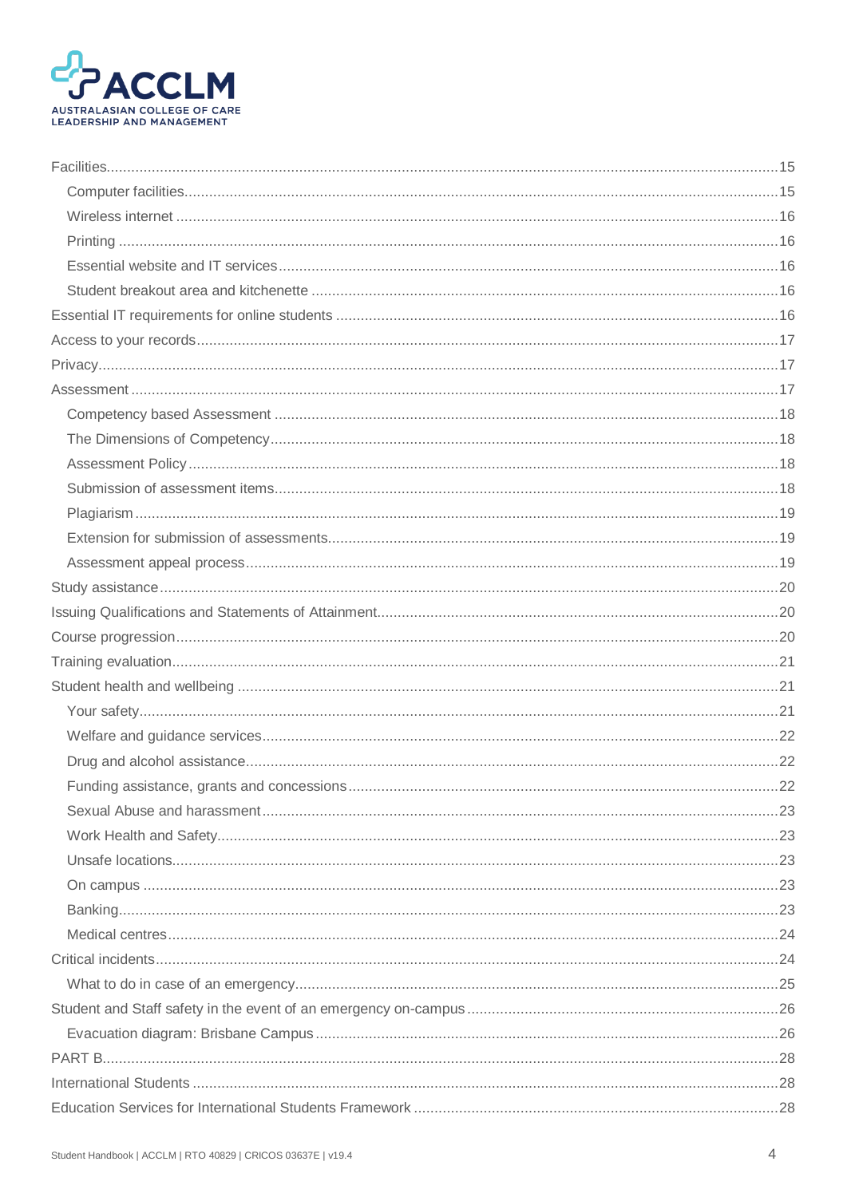Facilities......15
- Computer facilities......15
- Wireless internet......16
- Printing......16
- Essential website and IT services......16
- Student breakout area and kitchenette......16

Essential IT requirements for online students......16

Access to your records......17

Privacy......17

Assessment......17
- Competency based Assessment......18
- The Dimensions of Competency......18
- Assessment Policy......18
- Submission of assessment items......18
- Plagiarism......19
- Extension for submission of assessments......19
- Assessment appeal process......19

Study assistance......20

Issuing Qualifications and Statements of Attainment......20

Course progression......20

Training evaluation......21

Student health and wellbeing......21
- Your safety......21
- Welfare and guidance services......22
- Drug and alcohol assistance......22
- Funding assistance, grants and concessions......22
- Sexual Abuse and harassment......23
- Work Health and Safety......23
- Unsafe locations......23
- On campus......23
- Banking......23
- Medical centres......24

Critical incidents......24
- What to do in case of an emergency......25

Student and Staff safety in the event of an emergency on-campus......26
- Evacuation diagram: Brisbane Campus......26

PART B......28

International Students......28

Education Services for International Students Framework......28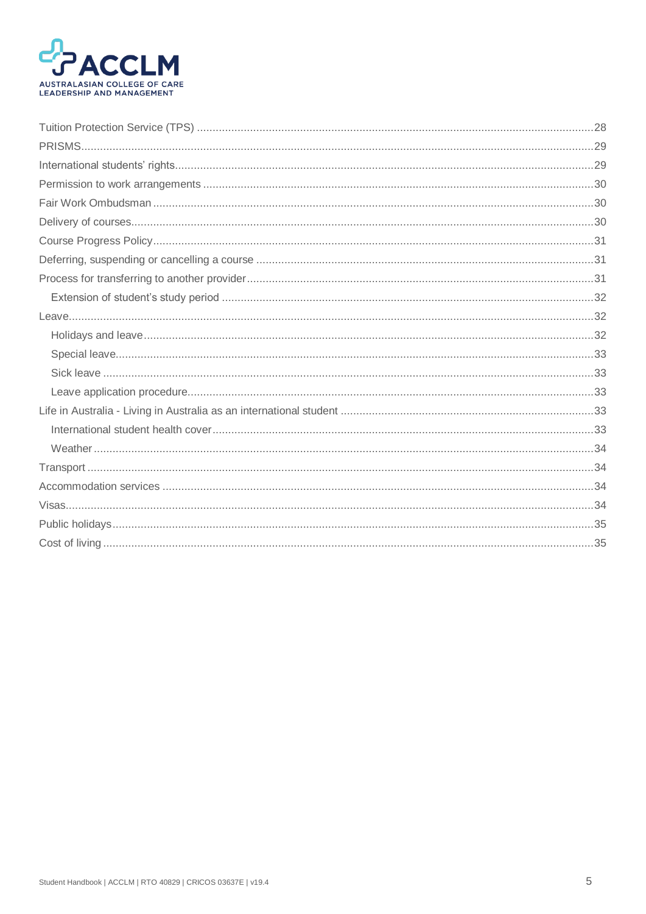- Tuition Protection Service (TPS) ... 28
- PRISMS ... 29
- International students' rights ... 29
- Permission to work arrangements ... 30
- Fair Work Ombudsman ... 30
- Delivery of courses ... 30
- Course Progress Policy ... 31
- Deferring, suspending or cancelling a course ... 31
- Process for transferring to another provider ... 31
  - Extension of student's study period ... 32
- Leave ... 32
  - Holidays and leave ... 32
  - Special leave ... 33
  - Sick leave ... 33
  - Leave application procedure ... 33
- Life in Australia - Living in Australia as an international student ... 33
  - International student health cover ... 33
  - Weather ... 34
- Transport ... 34
- Accommodation services ... 34
- Visas ... 34
- Public holidays ... 35
- Cost of living ... 35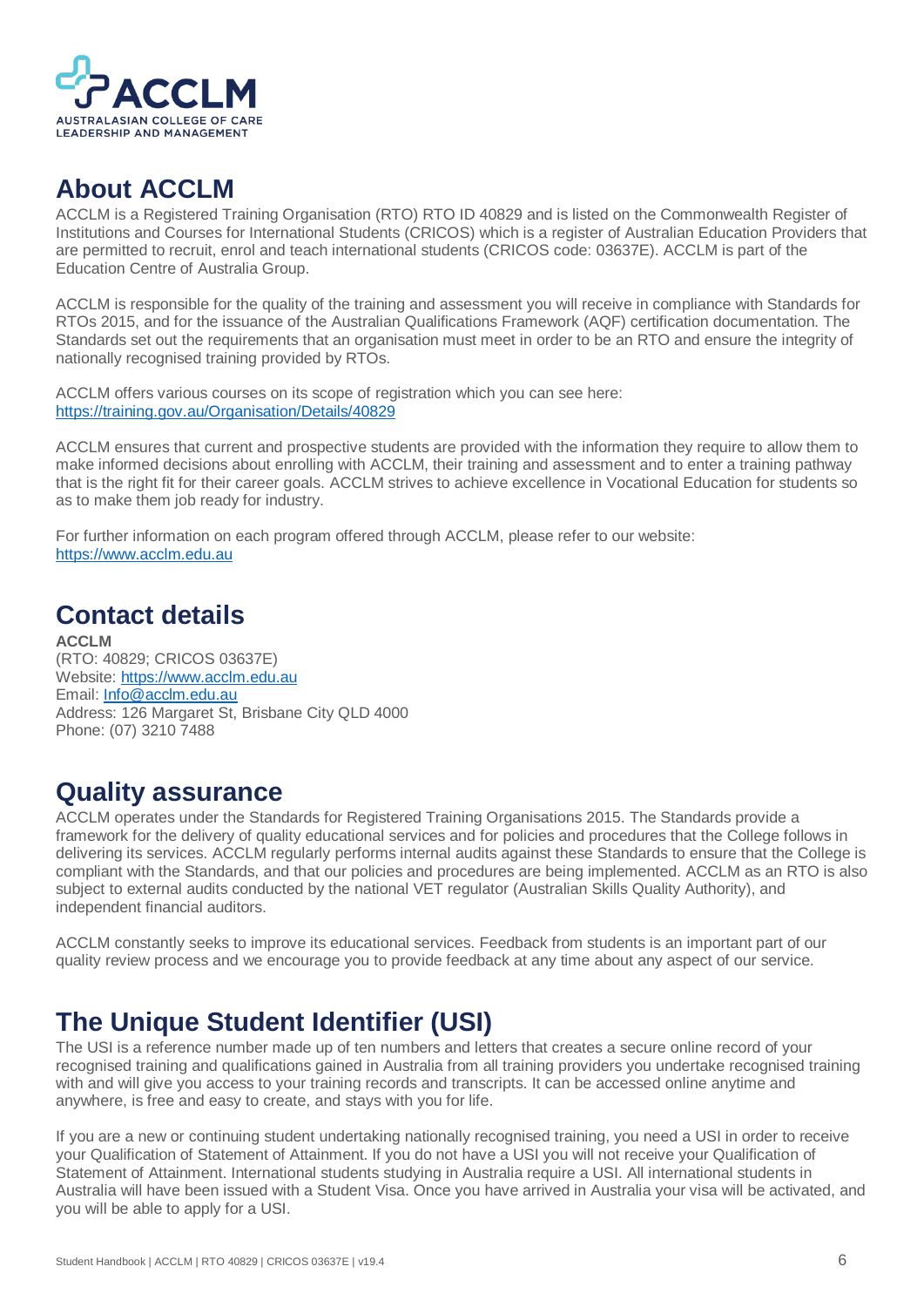## About ACCLM

ACCLM is a Registered Training Organisation (RTO) RTO ID 40829 and is listed on the Commonwealth Register of Institutions and Courses for International Students (CRICOS) which is a register of Australian Education Providers that are permitted to recruit, enrol and teach international students (CRICOS code: 03637E). ACCLM is part of the Education Centre of Australia Group.

ACCLM is responsible for the quality of the training and assessment you will receive in compliance with Standards for RTOs 2015, and for the issuance of the Australian Qualifications Framework (AQF) certification documentation. The Standards set out the requirements that an organisation must meet in order to be an RTO and ensure the integrity of nationally recognised training provided by RTOs.

ACCLM offers various courses on its scope of registration which you can see here: https://training.gov.au/Organisation/Details/40829

ACCLM ensures that current and prospective students are provided with the information they require to allow them to make informed decisions about enrolling with ACCLM, their training and assessment and to enter a training pathway that is the right fit for their career goals. ACCLM strives to achieve excellence in Vocational Education for students so as to make them job ready for industry.

For further information on each program offered through ACCLM, please refer to our website: https://www.acclm.edu.au

## Contact details

**ACCLM**
(RTO: 40829; CRICOS 03637E)
Website: https://www.acclm.edu.au
Email: Info@acclm.edu.au
Address: 126 Margaret St, Brisbane City QLD 4000
Phone: (07) 3210 7488

## Quality assurance

ACCLM operates under the Standards for Registered Training Organisations 2015. The Standards provide a framework for the delivery of quality educational services and for policies and procedures that the College follows in delivering its services. ACCLM regularly performs internal audits against these Standards to ensure that the College is compliant with the Standards, and that our policies and procedures are being implemented. ACCLM as an RTO is also subject to external audits conducted by the national VET regulator (Australian Skills Quality Authority), and independent financial auditors.

ACCLM constantly seeks to improve its educational services. Feedback from students is an important part of our quality review process and we encourage you to provide feedback at any time about any aspect of our service.

## The Unique Student Identifier (USI)

The USI is a reference number made up of ten numbers and letters that creates a secure online record of your recognised training and qualifications gained in Australia from all training providers you undertake recognised training with and will give you access to your training records and transcripts. It can be accessed online anytime and anywhere, is free and easy to create, and stays with you for life.

If you are a new or continuing student undertaking nationally recognised training, you need a USI in order to receive your Qualification of Statement of Attainment. If you do not have a USI you will not receive your Qualification of Statement of Attainment. International students studying in Australia require a USI. All international students in Australia will have been issued with a Student Visa. Once you have arrived in Australia your visa will be activated, and you will be able to apply for a USI.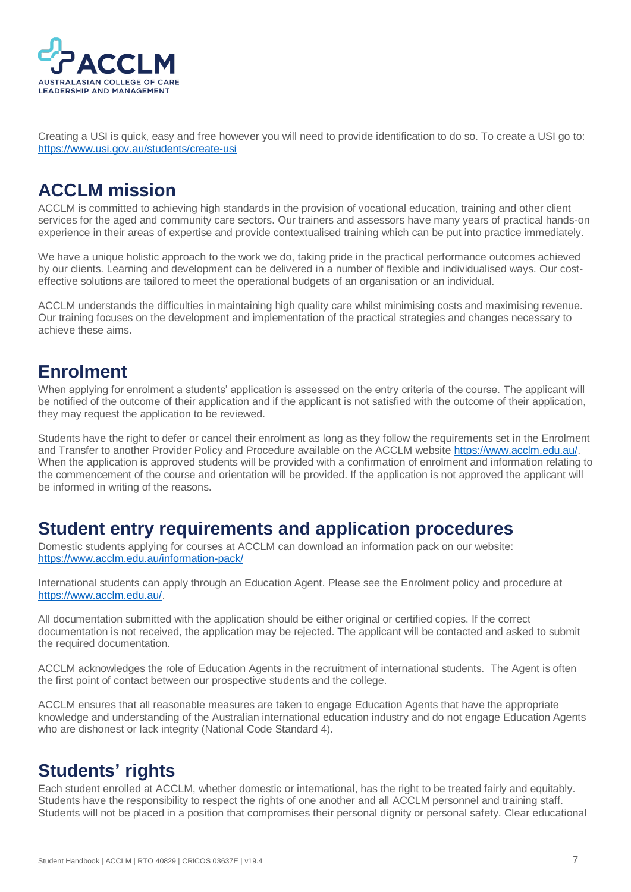Creating a USI is quick, easy and free however you will need to provide identification to do so. To create a USI go to: https://www.usi.gov.au/students/create-usi

## ACCLM mission

ACCLM is committed to achieving high standards in the provision of vocational education, training and other client services for the aged and community care sectors. Our trainers and assessors have many years of practical hands-on experience in their areas of expertise and provide contextualised training which can be put into practice immediately.

We have a unique holistic approach to the work we do, taking pride in the practical performance outcomes achieved by our clients. Learning and development can be delivered in a number of flexible and individualised ways. Our cost-effective solutions are tailored to meet the operational budgets of an organisation or an individual.

ACCLM understands the difficulties in maintaining high quality care whilst minimising costs and maximising revenue. Our training focuses on the development and implementation of the practical strategies and changes necessary to achieve these aims.

## Enrolment

When applying for enrolment a students' application is assessed on the entry criteria of the course. The applicant will be notified of the outcome of their application and if the applicant is not satisfied with the outcome of their application, they may request the application to be reviewed.

Students have the right to defer or cancel their enrolment as long as they follow the requirements set in the Enrolment and Transfer to another Provider Policy and Procedure available on the ACCLM website https://www.acclm.edu.au/. When the application is approved students will be provided with a confirmation of enrolment and information relating to the commencement of the course and orientation will be provided. If the application is not approved the applicant will be informed in writing of the reasons.

## Student entry requirements and application procedures

Domestic students applying for courses at ACCLM can download an information pack on our website: https://www.acclm.edu.au/information-pack/

International students can apply through an Education Agent. Please see the Enrolment policy and procedure at https://www.acclm.edu.au/.

All documentation submitted with the application should be either original or certified copies. If the correct documentation is not received, the application may be rejected. The applicant will be contacted and asked to submit the required documentation.

ACCLM acknowledges the role of Education Agents in the recruitment of international students. The Agent is often the first point of contact between our prospective students and the college.

ACCLM ensures that all reasonable measures are taken to engage Education Agents that have the appropriate knowledge and understanding of the Australian international education industry and do not engage Education Agents who are dishonest or lack integrity (National Code Standard 4).

## Students' rights

Each student enrolled at ACCLM, whether domestic or international, has the right to be treated fairly and equitably. Students have the responsibility to respect the rights of one another and all ACCLM personnel and training staff. Students will not be placed in a position that compromises their personal dignity or personal safety. Clear educational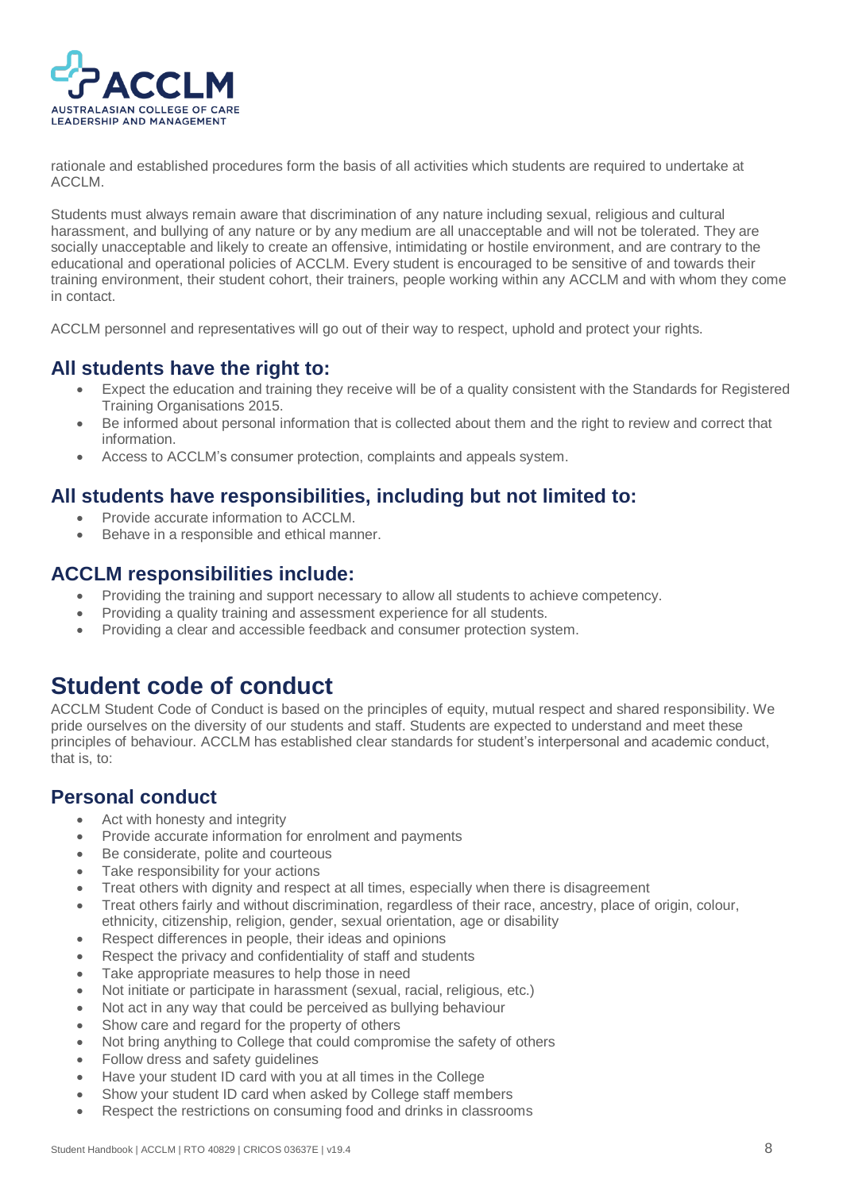rationale and established procedures form the basis of all activities which students are required to undertake at ACCLM.

Students must always remain aware that discrimination of any nature including sexual, religious and cultural harassment, and bullying of any nature or by any medium are all unacceptable and will not be tolerated. They are socially unacceptable and likely to create an offensive, intimidating or hostile environment, and are contrary to the educational and operational policies of ACCLM. Every student is encouraged to be sensitive of and towards their training environment, their student cohort, their trainers, people working within any ACCLM and with whom they come in contact.

ACCLM personnel and representatives will go out of their way to respect, uphold and protect your rights.

### All students have the right to:

- Expect the education and training they receive will be of a quality consistent with the Standards for Registered Training Organisations 2015.
- Be informed about personal information that is collected about them and the right to review and correct that information.
- Access to ACCLM's consumer protection, complaints and appeals system.

### All students have responsibilities, including but not limited to:

- Provide accurate information to ACCLM.
- Behave in a responsible and ethical manner.

### ACCLM responsibilities include:

- Providing the training and support necessary to allow all students to achieve competency.
- Providing a quality training and assessment experience for all students.
- Providing a clear and accessible feedback and consumer protection system.

## Student code of conduct

ACCLM Student Code of Conduct is based on the principles of equity, mutual respect and shared responsibility. We pride ourselves on the diversity of our students and staff. Students are expected to understand and meet these principles of behaviour. ACCLM has established clear standards for student's interpersonal and academic conduct, that is, to:

### Personal conduct

- Act with honesty and integrity
- Provide accurate information for enrolment and payments
- Be considerate, polite and courteous
- Take responsibility for your actions
- Treat others with dignity and respect at all times, especially when there is disagreement
- Treat others fairly and without discrimination, regardless of their race, ancestry, place of origin, colour, ethnicity, citizenship, religion, gender, sexual orientation, age or disability
- Respect differences in people, their ideas and opinions
- Respect the privacy and confidentiality of staff and students
- Take appropriate measures to help those in need
- Not initiate or participate in harassment (sexual, racial, religious, etc.)
- Not act in any way that could be perceived as bullying behaviour
- Show care and regard for the property of others
- Not bring anything to College that could compromise the safety of others
- Follow dress and safety guidelines
- Have your student ID card with you at all times in the College
- Show your student ID card when asked by College staff members
- Respect the restrictions on consuming food and drinks in classrooms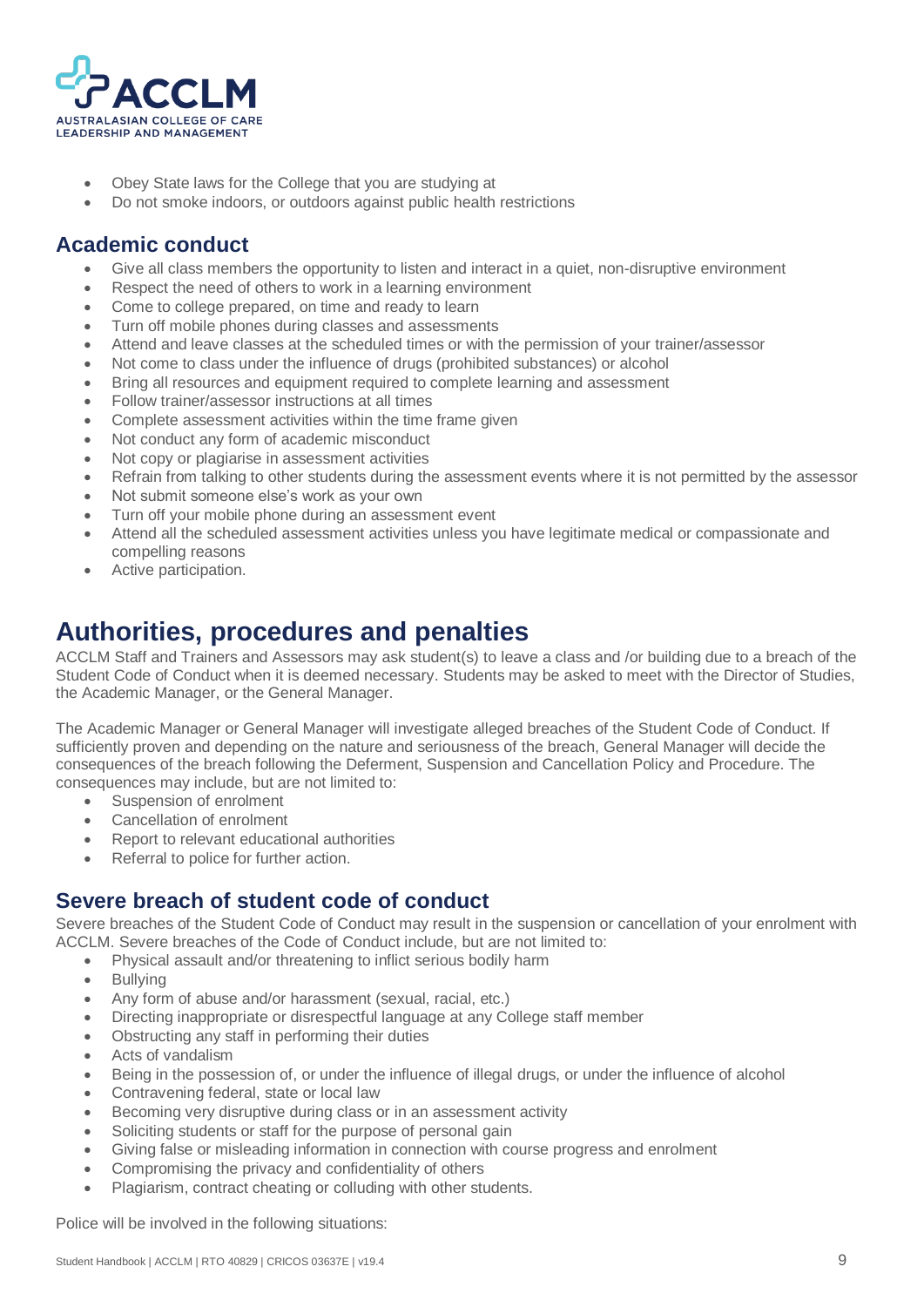- Obey State laws for the College that you are studying at
- Do not smoke indoors, or outdoors against public health restrictions

## Academic conduct

- Give all class members the opportunity to listen and interact in a quiet, non-disruptive environment
- Respect the need of others to work in a learning environment
- Come to college prepared, on time and ready to learn
- Turn off mobile phones during classes and assessments
- Attend and leave classes at the scheduled times or with the permission of your trainer/assessor
- Not come to class under the influence of drugs (prohibited substances) or alcohol
- Bring all resources and equipment required to complete learning and assessment
- Follow trainer/assessor instructions at all times
- Complete assessment activities within the time frame given
- Not conduct any form of academic misconduct
- Not copy or plagiarise in assessment activities
- Refrain from talking to other students during the assessment events where it is not permitted by the assessor
- Not submit someone else's work as your own
- Turn off your mobile phone during an assessment event
- Attend all the scheduled assessment activities unless you have legitimate medical or compassionate and compelling reasons
- Active participation.

# Authorities, procedures and penalties

ACCLM Staff and Trainers and Assessors may ask student(s) to leave a class and /or building due to a breach of the Student Code of Conduct when it is deemed necessary. Students may be asked to meet with the Director of Studies, the Academic Manager, or the General Manager.

The Academic Manager or General Manager will investigate alleged breaches of the Student Code of Conduct. If sufficiently proven and depending on the nature and seriousness of the breach, General Manager will decide the consequences of the breach following the Deferment, Suspension and Cancellation Policy and Procedure. The consequences may include, but are not limited to:

- Suspension of enrolment
- Cancellation of enrolment
- Report to relevant educational authorities
- Referral to police for further action.

## Severe breach of student code of conduct

Severe breaches of the Student Code of Conduct may result in the suspension or cancellation of your enrolment with ACCLM. Severe breaches of the Code of Conduct include, but are not limited to:

- Physical assault and/or threatening to inflict serious bodily harm
- Bullying
- Any form of abuse and/or harassment (sexual, racial, etc.)
- Directing inappropriate or disrespectful language at any College staff member
- Obstructing any staff in performing their duties
- Acts of vandalism
- Being in the possession of, or under the influence of illegal drugs, or under the influence of alcohol
- Contravening federal, state or local law
- Becoming very disruptive during class or in an assessment activity
- Soliciting students or staff for the purpose of personal gain
- Giving false or misleading information in connection with course progress and enrolment
- Compromising the privacy and confidentiality of others
- Plagiarism, contract cheating or colluding with other students.

Police will be involved in the following situations: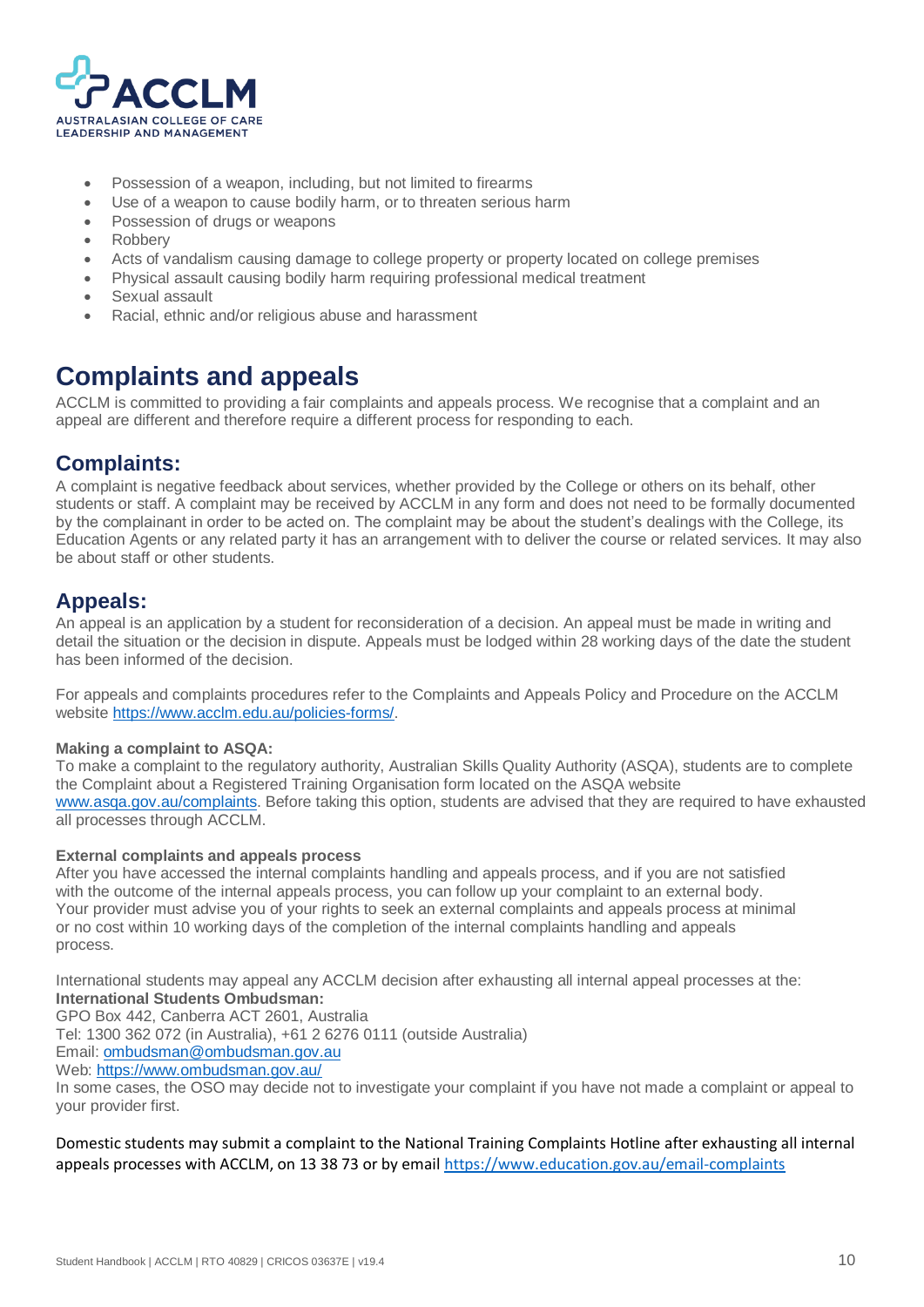- Possession of a weapon, including, but not limited to firearms
- Use of a weapon to cause bodily harm, or to threaten serious harm
- Possession of drugs or weapons
- Robbery
- Acts of vandalism causing damage to college property or property located on college premises
- Physical assault causing bodily harm requiring professional medical treatment
- Sexual assault
- Racial, ethnic and/or religious abuse and harassment

# Complaints and appeals

ACCLM is committed to providing a fair complaints and appeals process. We recognise that a complaint and an appeal are different and therefore require a different process for responding to each.

## Complaints:

A complaint is negative feedback about services, whether provided by the College or others on its behalf, other students or staff. A complaint may be received by ACCLM in any form and does not need to be formally documented by the complainant in order to be acted on. The complaint may be about the student's dealings with the College, its Education Agents or any related party it has an arrangement with to deliver the course or related services. It may also be about staff or other students.

## Appeals:

An appeal is an application by a student for reconsideration of a decision. An appeal must be made in writing and detail the situation or the decision in dispute. Appeals must be lodged within 28 working days of the date the student has been informed of the decision.

For appeals and complaints procedures refer to the Complaints and Appeals Policy and Procedure on the ACCLM website https://www.acclm.edu.au/policies-forms/.

**Making a complaint to ASQA:**

To make a complaint to the regulatory authority, Australian Skills Quality Authority (ASQA), students are to complete the Complaint about a Registered Training Organisation form located on the ASQA website www.asqa.gov.au/complaints. Before taking this option, students are advised that they are required to have exhausted all processes through ACCLM.

**External complaints and appeals process**

After you have accessed the internal complaints handling and appeals process, and if you are not satisfied with the outcome of the internal appeals process, you can follow up your complaint to an external body. Your provider must advise you of your rights to seek an external complaints and appeals process at minimal or no cost within 10 working days of the completion of the internal complaints handling and appeals process.

International students may appeal any ACCLM decision after exhausting all internal appeal processes at the:
**International Students Ombudsman:**
GPO Box 442, Canberra ACT 2601, Australia
Tel: 1300 362 072 (in Australia), +61 2 6276 0111 (outside Australia)
Email: ombudsman@ombudsman.gov.au
Web: https://www.ombudsman.gov.au/
In some cases, the OSO may decide not to investigate your complaint if you have not made a complaint or appeal to your provider first.

Domestic students may submit a complaint to the National Training Complaints Hotline after exhausting all internal appeals processes with ACCLM, on 13 38 73 or by email https://www.education.gov.au/email-complaints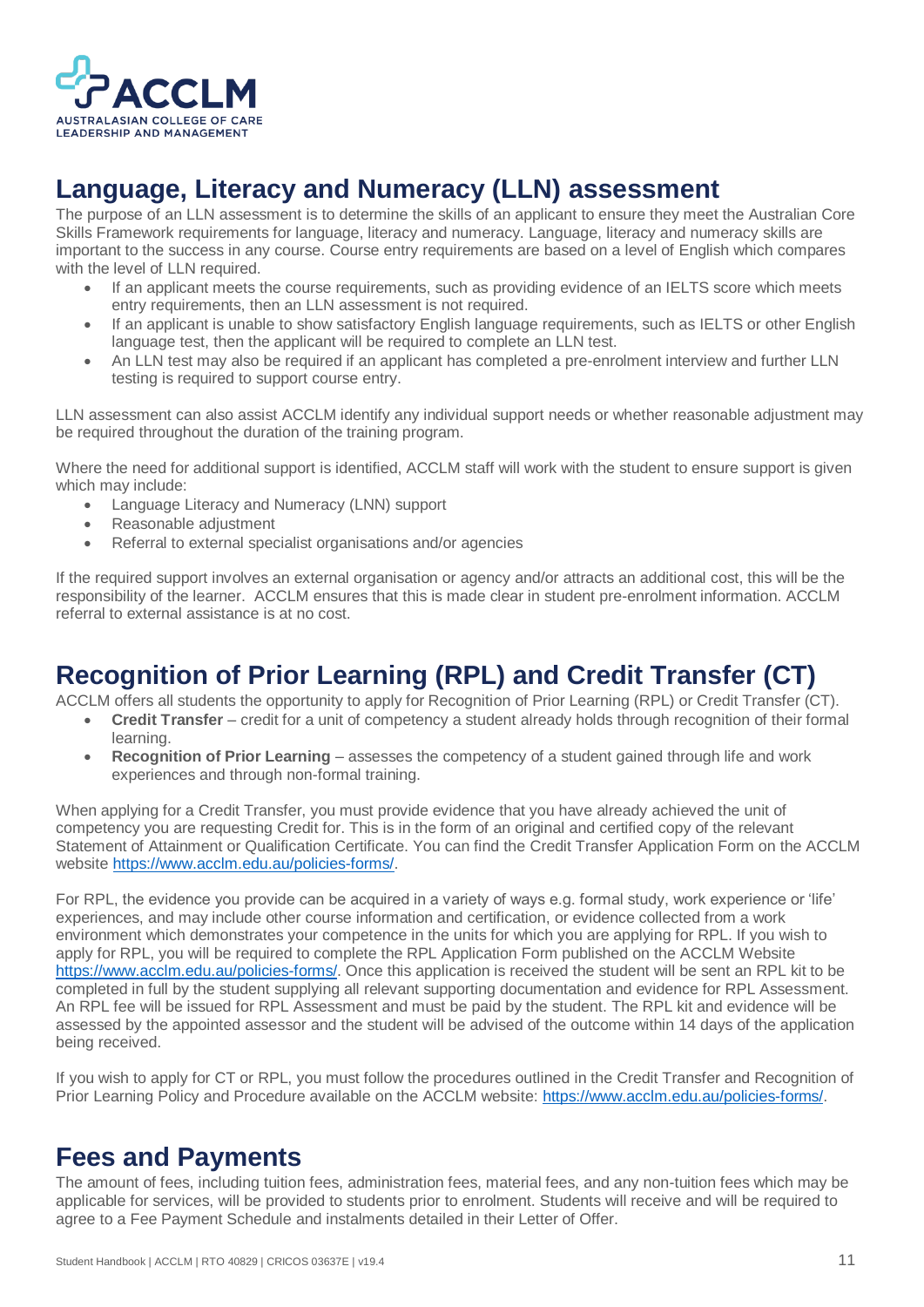## Language, Literacy and Numeracy (LLN) assessment

The purpose of an LLN assessment is to determine the skills of an applicant to ensure they meet the Australian Core Skills Framework requirements for language, literacy and numeracy. Language, literacy and numeracy skills are important to the success in any course. Course entry requirements are based on a level of English which compares with the level of LLN required.

- If an applicant meets the course requirements, such as providing evidence of an IELTS score which meets entry requirements, then an LLN assessment is not required.
- If an applicant is unable to show satisfactory English language requirements, such as IELTS or other English language test, then the applicant will be required to complete an LLN test.
- An LLN test may also be required if an applicant has completed a pre-enrolment interview and further LLN testing is required to support course entry.

LLN assessment can also assist ACCLM identify any individual support needs or whether reasonable adjustment may be required throughout the duration of the training program.

Where the need for additional support is identified, ACCLM staff will work with the student to ensure support is given which may include:

- Language Literacy and Numeracy (LNN) support
- Reasonable adjustment
- Referral to external specialist organisations and/or agencies

If the required support involves an external organisation or agency and/or attracts an additional cost, this will be the responsibility of the learner. ACCLM ensures that this is made clear in student pre-enrolment information. ACCLM referral to external assistance is at no cost.

## Recognition of Prior Learning (RPL) and Credit Transfer (CT)

ACCLM offers all students the opportunity to apply for Recognition of Prior Learning (RPL) or Credit Transfer (CT).

- **Credit Transfer** – credit for a unit of competency a student already holds through recognition of their formal learning.
- **Recognition of Prior Learning** – assesses the competency of a student gained through life and work experiences and through non-formal training.

When applying for a Credit Transfer, you must provide evidence that you have already achieved the unit of competency you are requesting Credit for. This is in the form of an original and certified copy of the relevant Statement of Attainment or Qualification Certificate. You can find the Credit Transfer Application Form on the ACCLM website https://www.acclm.edu.au/policies-forms/.

For RPL, the evidence you provide can be acquired in a variety of ways e.g. formal study, work experience or 'life' experiences, and may include other course information and certification, or evidence collected from a work environment which demonstrates your competence in the units for which you are applying for RPL. If you wish to apply for RPL, you will be required to complete the RPL Application Form published on the ACCLM Website https://www.acclm.edu.au/policies-forms/. Once this application is received the student will be sent an RPL kit to be completed in full by the student supplying all relevant supporting documentation and evidence for RPL Assessment. An RPL fee will be issued for RPL Assessment and must be paid by the student. The RPL kit and evidence will be assessed by the appointed assessor and the student will be advised of the outcome within 14 days of the application being received.

If you wish to apply for CT or RPL, you must follow the procedures outlined in the Credit Transfer and Recognition of Prior Learning Policy and Procedure available on the ACCLM website: https://www.acclm.edu.au/policies-forms/.

## Fees and Payments

The amount of fees, including tuition fees, administration fees, material fees, and any non-tuition fees which may be applicable for services, will be provided to students prior to enrolment. Students will receive and will be required to agree to a Fee Payment Schedule and instalments detailed in their Letter of Offer.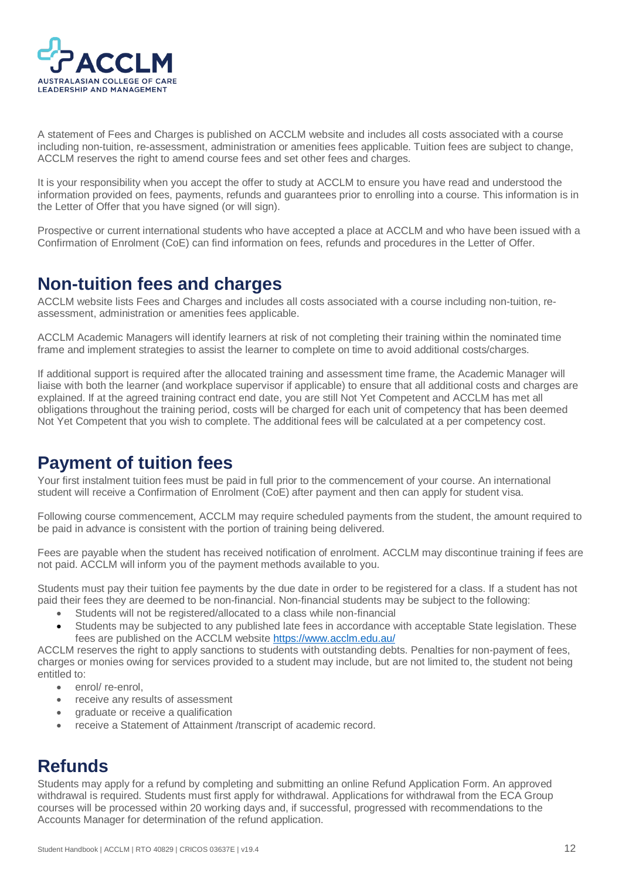A statement of Fees and Charges is published on ACCLM website and includes all costs associated with a course including non-tuition, re-assessment, administration or amenities fees applicable. Tuition fees are subject to change, ACCLM reserves the right to amend course fees and set other fees and charges.

It is your responsibility when you accept the offer to study at ACCLM to ensure you have read and understood the information provided on fees, payments, refunds and guarantees prior to enrolling into a course. This information is in the Letter of Offer that you have signed (or will sign).

Prospective or current international students who have accepted a place at ACCLM and who have been issued with a Confirmation of Enrolment (CoE) can find information on fees, refunds and procedures in the Letter of Offer.

## Non-tuition fees and charges

ACCLM website lists Fees and Charges and includes all costs associated with a course including non-tuition, re-assessment, administration or amenities fees applicable.

ACCLM Academic Managers will identify learners at risk of not completing their training within the nominated time frame and implement strategies to assist the learner to complete on time to avoid additional costs/charges.

If additional support is required after the allocated training and assessment time frame, the Academic Manager will liaise with both the learner (and workplace supervisor if applicable) to ensure that all additional costs and charges are explained. If at the agreed training contract end date, you are still Not Yet Competent and ACCLM has met all obligations throughout the training period, costs will be charged for each unit of competency that has been deemed Not Yet Competent that you wish to complete. The additional fees will be calculated at a per competency cost.

## Payment of tuition fees

Your first instalment tuition fees must be paid in full prior to the commencement of your course. An international student will receive a Confirmation of Enrolment (CoE) after payment and then can apply for student visa.

Following course commencement, ACCLM may require scheduled payments from the student, the amount required to be paid in advance is consistent with the portion of training being delivered.

Fees are payable when the student has received notification of enrolment. ACCLM may discontinue training if fees are not paid. ACCLM will inform you of the payment methods available to you.

Students must pay their tuition fee payments by the due date in order to be registered for a class. If a student has not paid their fees they are deemed to be non-financial. Non-financial students may be subject to the following:

- Students will not be registered/allocated to a class while non-financial
- Students may be subjected to any published late fees in accordance with acceptable State legislation. These fees are published on the ACCLM website https://www.acclm.edu.au/

ACCLM reserves the right to apply sanctions to students with outstanding debts. Penalties for non-payment of fees, charges or monies owing for services provided to a student may include, but are not limited to, the student not being entitled to:

- enrol/ re-enrol,
- receive any results of assessment
- graduate or receive a qualification
- receive a Statement of Attainment /transcript of academic record.

## Refunds

Students may apply for a refund by completing and submitting an online Refund Application Form. An approved withdrawal is required. Students must first apply for withdrawal. Applications for withdrawal from the ECA Group courses will be processed within 20 working days and, if successful, progressed with recommendations to the Accounts Manager for determination of the refund application.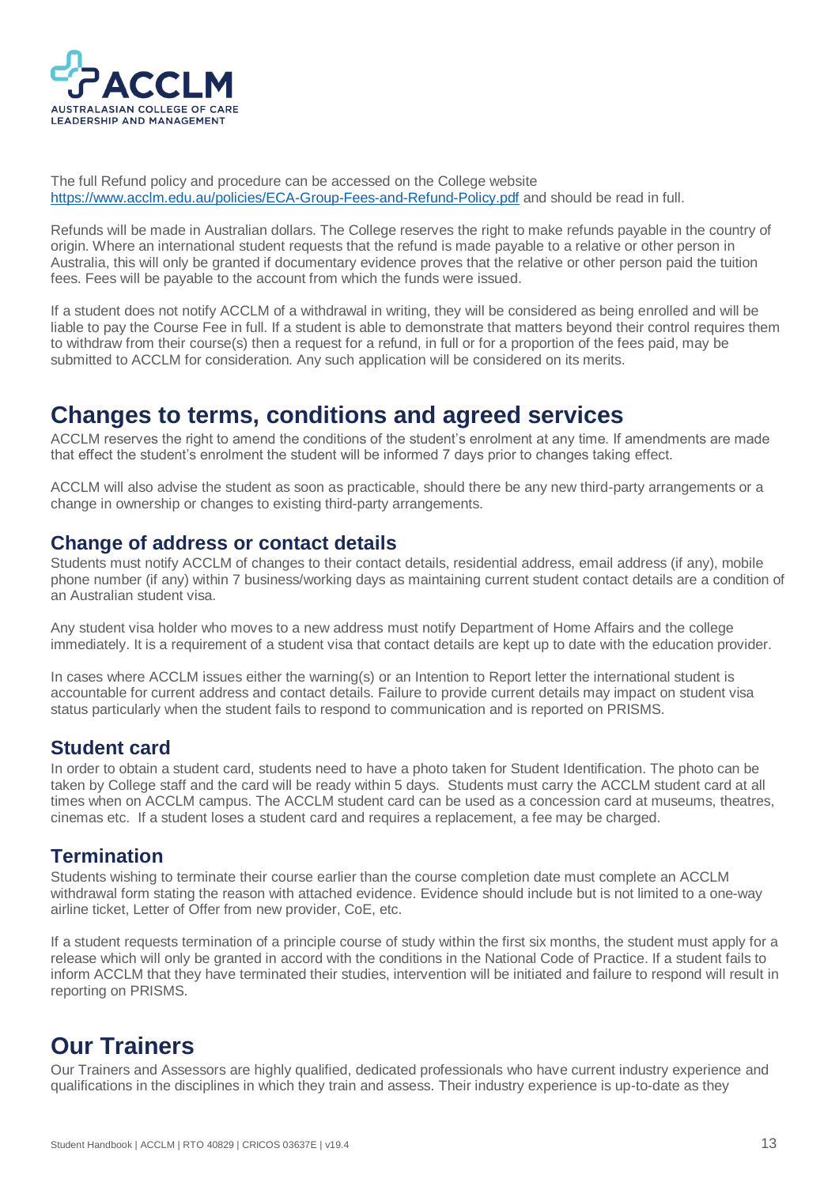The full Refund policy and procedure can be accessed on the College website [https://www.acclm.edu.au/policies/ECA-Group-Fees-and-Refund-Policy.pdf](https://www.acclm.edu.au/policies/ECA-Group-Fees-and-Refund-Policy.pdf) and should be read in full.

Refunds will be made in Australian dollars. The College reserves the right to make refunds payable in the country of origin. Where an international student requests that the refund is made payable to a relative or other person in Australia, this will only be granted if documentary evidence proves that the relative or other person paid the tuition fees. Fees will be payable to the account from which the funds were issued.

If a student does not notify ACCLM of a withdrawal in writing, they will be considered as being enrolled and will be liable to pay the Course Fee in full. If a student is able to demonstrate that matters beyond their control requires them to withdraw from their course(s) then a request for a refund, in full or for a proportion of the fees paid, may be submitted to ACCLM for consideration. Any such application will be considered on its merits.

# Changes to terms, conditions and agreed services

ACCLM reserves the right to amend the conditions of the student's enrolment at any time. If amendments are made that effect the student's enrolment the student will be informed 7 days prior to changes taking effect.

ACCLM will also advise the student as soon as practicable, should there be any new third-party arrangements or a change in ownership or changes to existing third-party arrangements.

## Change of address or contact details

Students must notify ACCLM of changes to their contact details, residential address, email address (if any), mobile phone number (if any) within 7 business/working days as maintaining current student contact details are a condition of an Australian student visa.

Any student visa holder who moves to a new address must notify Department of Home Affairs and the college immediately. It is a requirement of a student visa that contact details are kept up to date with the education provider.

In cases where ACCLM issues either the warning(s) or an Intention to Report letter the international student is accountable for current address and contact details. Failure to provide current details may impact on student visa status particularly when the student fails to respond to communication and is reported on PRISMS.

## Student card

In order to obtain a student card, students need to have a photo taken for Student Identification. The photo can be taken by College staff and the card will be ready within 5 days. Students must carry the ACCLM student card at all times when on ACCLM campus. The ACCLM student card can be used as a concession card at museums, theatres, cinemas etc. If a student loses a student card and requires a replacement, a fee may be charged.

## Termination

Students wishing to terminate their course earlier than the course completion date must complete an ACCLM withdrawal form stating the reason with attached evidence. Evidence should include but is not limited to a one-way airline ticket, Letter of Offer from new provider, CoE, etc.

If a student requests termination of a principle course of study within the first six months, the student must apply for a release which will only be granted in accord with the conditions in the National Code of Practice. If a student fails to inform ACCLM that they have terminated their studies, intervention will be initiated and failure to respond will result in reporting on PRISMS.

# Our Trainers

Our Trainers and Assessors are highly qualified, dedicated professionals who have current industry experience and qualifications in the disciplines in which they train and assess. Their industry experience is up-to-date as they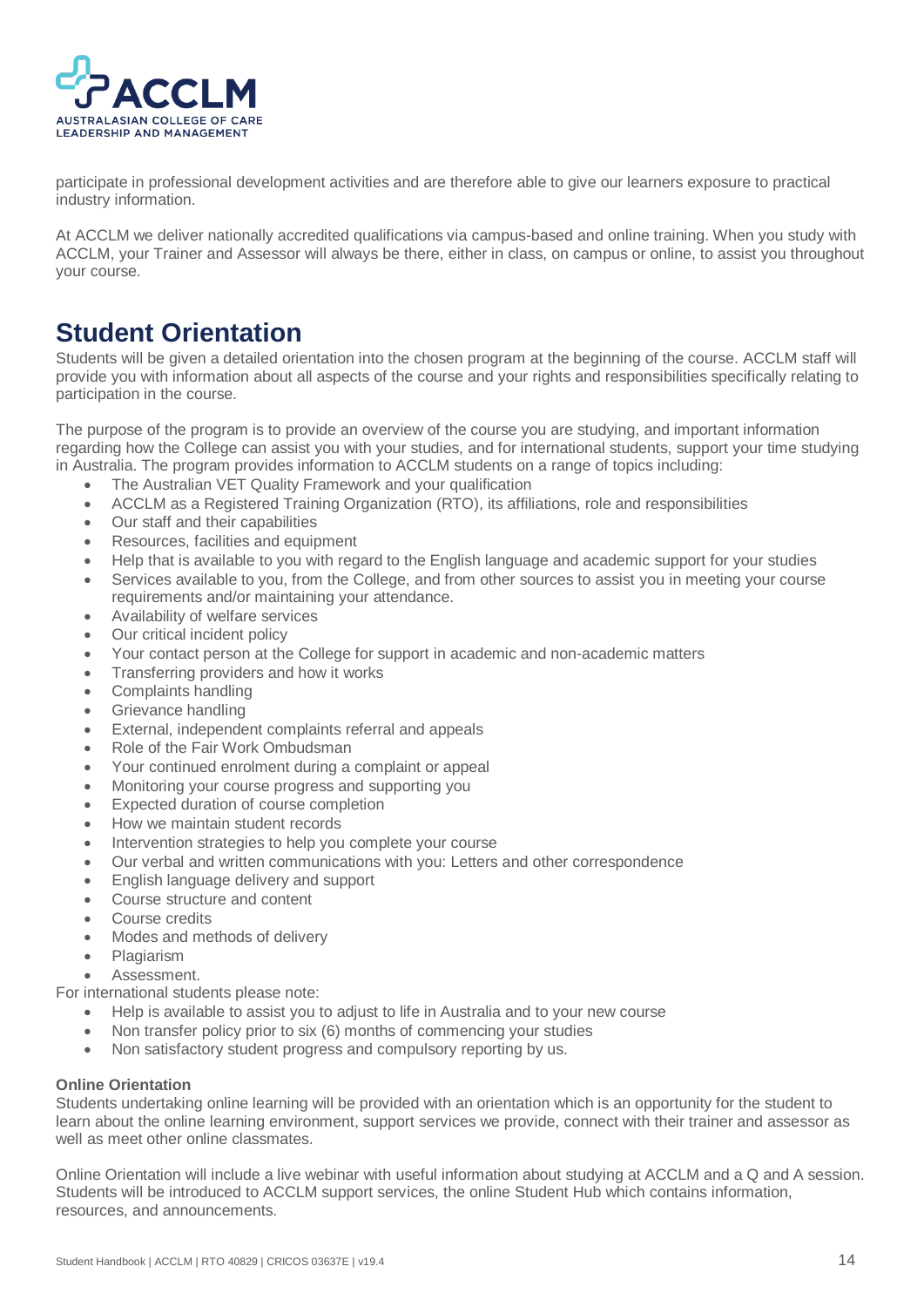participate in professional development activities and are therefore able to give our learners exposure to practical industry information.

At ACCLM we deliver nationally accredited qualifications via campus-based and online training. When you study with ACCLM, your Trainer and Assessor will always be there, either in class, on campus or online, to assist you throughout your course.

# Student Orientation

Students will be given a detailed orientation into the chosen program at the beginning of the course. ACCLM staff will provide you with information about all aspects of the course and your rights and responsibilities specifically relating to participation in the course.

The purpose of the program is to provide an overview of the course you are studying, and important information regarding how the College can assist you with your studies, and for international students, support your time studying in Australia. The program provides information to ACCLM students on a range of topics including:

- The Australian VET Quality Framework and your qualification
- ACCLM as a Registered Training Organization (RTO), its affiliations, role and responsibilities
- Our staff and their capabilities
- Resources, facilities and equipment
- Help that is available to you with regard to the English language and academic support for your studies
- Services available to you, from the College, and from other sources to assist you in meeting your course requirements and/or maintaining your attendance.
- Availability of welfare services
- Our critical incident policy
- Your contact person at the College for support in academic and non-academic matters
- Transferring providers and how it works
- Complaints handling
- Grievance handling
- External, independent complaints referral and appeals
- Role of the Fair Work Ombudsman
- Your continued enrolment during a complaint or appeal
- Monitoring your course progress and supporting you
- Expected duration of course completion
- How we maintain student records
- Intervention strategies to help you complete your course
- Our verbal and written communications with you: Letters and other correspondence
- English language delivery and support
- Course structure and content
- Course credits
- Modes and methods of delivery
- Plagiarism
- Assessment.

For international students please note:

- Help is available to assist you to adjust to life in Australia and to your new course
- Non transfer policy prior to six (6) months of commencing your studies
- Non satisfactory student progress and compulsory reporting by us.

**Online Orientation**

Students undertaking online learning will be provided with an orientation which is an opportunity for the student to learn about the online learning environment, support services we provide, connect with their trainer and assessor as well as meet other online classmates.

Online Orientation will include a live webinar with useful information about studying at ACCLM and a Q and A session. Students will be introduced to ACCLM support services, the online Student Hub which contains information, resources, and announcements.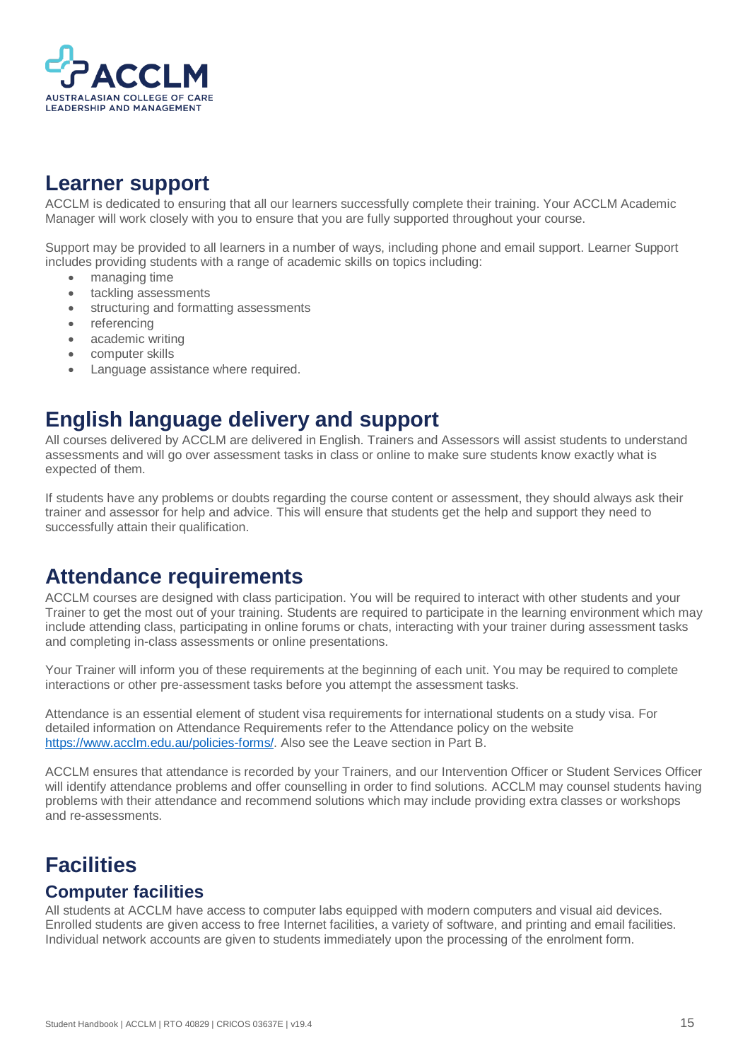## Learner support

ACCLM is dedicated to ensuring that all our learners successfully complete their training. Your ACCLM Academic Manager will work closely with you to ensure that you are fully supported throughout your course.

Support may be provided to all learners in a number of ways, including phone and email support. Learner Support includes providing students with a range of academic skills on topics including:

- managing time
- tackling assessments
- structuring and formatting assessments
- referencing
- academic writing
- computer skills
- Language assistance where required.

## English language delivery and support

All courses delivered by ACCLM are delivered in English. Trainers and Assessors will assist students to understand assessments and will go over assessment tasks in class or online to make sure students know exactly what is expected of them.

If students have any problems or doubts regarding the course content or assessment, they should always ask their trainer and assessor for help and advice. This will ensure that students get the help and support they need to successfully attain their qualification.

## Attendance requirements

ACCLM courses are designed with class participation. You will be required to interact with other students and your Trainer to get the most out of your training. Students are required to participate in the learning environment which may include attending class, participating in online forums or chats, interacting with your trainer during assessment tasks and completing in-class assessments or online presentations.

Your Trainer will inform you of these requirements at the beginning of each unit. You may be required to complete interactions or other pre-assessment tasks before you attempt the assessment tasks.

Attendance is an essential element of student visa requirements for international students on a study visa. For detailed information on Attendance Requirements refer to the Attendance policy on the website https://www.acclm.edu.au/policies-forms/. Also see the Leave section in Part B.

ACCLM ensures that attendance is recorded by your Trainers, and our Intervention Officer or Student Services Officer will identify attendance problems and offer counselling in order to find solutions. ACCLM may counsel students having problems with their attendance and recommend solutions which may include providing extra classes or workshops and re-assessments.

## Facilities

### Computer facilities

All students at ACCLM have access to computer labs equipped with modern computers and visual aid devices. Enrolled students are given access to free Internet facilities, a variety of software, and printing and email facilities. Individual network accounts are given to students immediately upon the processing of the enrolment form.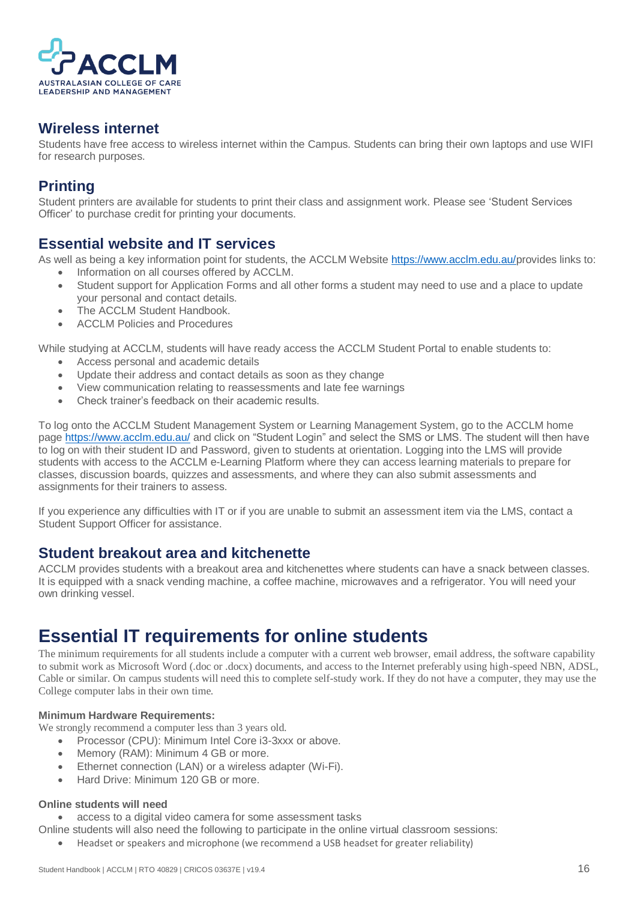## Wireless internet

Students have free access to wireless internet within the Campus. Students can bring their own laptops and use WIFI for research purposes.

## Printing

Student printers are available for students to print their class and assignment work. Please see 'Student Services Officer' to purchase credit for printing your documents.

## Essential website and IT services

As well as being a key information point for students, the ACCLM Website https://www.acclm.edu.au/provides links to:

- Information on all courses offered by ACCLM.
- Student support for Application Forms and all other forms a student may need to use and a place to update your personal and contact details.
- The ACCLM Student Handbook.
- ACCLM Policies and Procedures

While studying at ACCLM, students will have ready access the ACCLM Student Portal to enable students to:

- Access personal and academic details
- Update their address and contact details as soon as they change
- View communication relating to reassessments and late fee warnings
- Check trainer's feedback on their academic results.

To log onto the ACCLM Student Management System or Learning Management System, go to the ACCLM home page https://www.acclm.edu.au/ and click on "Student Login" and select the SMS or LMS. The student will then have to log on with their student ID and Password, given to students at orientation. Logging into the LMS will provide students with access to the ACCLM e-Learning Platform where they can access learning materials to prepare for classes, discussion boards, quizzes and assessments, and where they can also submit assessments and assignments for their trainers to assess.

If you experience any difficulties with IT or if you are unable to submit an assessment item via the LMS, contact a Student Support Officer for assistance.

## Student breakout area and kitchenette

ACCLM provides students with a breakout area and kitchenettes where students can have a snack between classes. It is equipped with a snack vending machine, a coffee machine, microwaves and a refrigerator. You will need your own drinking vessel.

# Essential IT requirements for online students

The minimum requirements for all students include a computer with a current web browser, email address, the software capability to submit work as Microsoft Word (.doc or .docx) documents, and access to the Internet preferably using high-speed NBN, ADSL, Cable or similar. On campus students will need this to complete self-study work. If they do not have a computer, they may use the College computer labs in their own time.

**Minimum Hardware Requirements:**

We strongly recommend a computer less than 3 years old.

- Processor (CPU): Minimum Intel Core i3-3xxx or above.
- Memory (RAM): Minimum 4 GB or more.
- Ethernet connection (LAN) or a wireless adapter (Wi-Fi).
- Hard Drive: Minimum 120 GB or more.

**Online students will need**

- access to a digital video camera for some assessment tasks

Online students will also need the following to participate in the online virtual classroom sessions:

- Headset or speakers and microphone (we recommend a USB headset for greater reliability)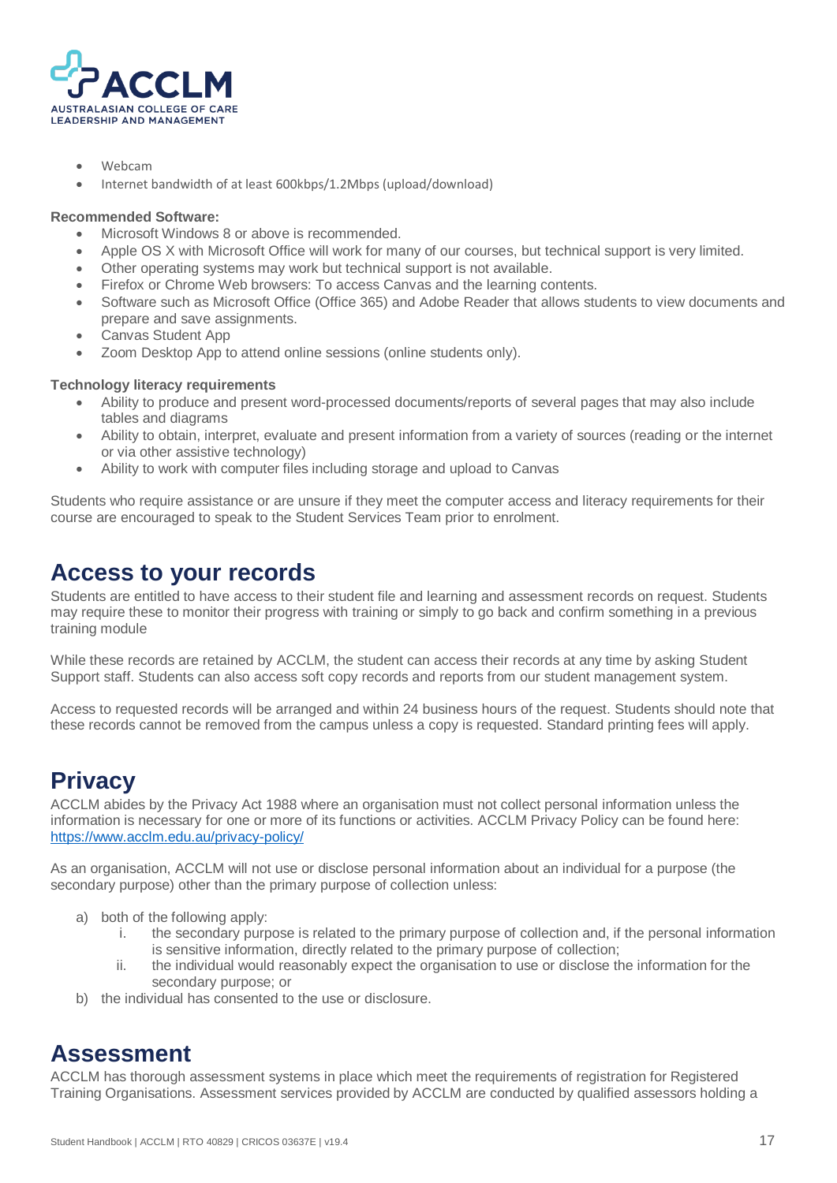- Webcam
- Internet bandwidth of at least 600kbps/1.2Mbps (upload/download)

**Recommended Software:**

- Microsoft Windows 8 or above is recommended.
- Apple OS X with Microsoft Office will work for many of our courses, but technical support is very limited.
- Other operating systems may work but technical support is not available.
- Firefox or Chrome Web browsers: To access Canvas and the learning contents.
- Software such as Microsoft Office (Office 365) and Adobe Reader that allows students to view documents and prepare and save assignments.
- Canvas Student App
- Zoom Desktop App to attend online sessions (online students only).

**Technology literacy requirements**

- Ability to produce and present word-processed documents/reports of several pages that may also include tables and diagrams
- Ability to obtain, interpret, evaluate and present information from a variety of sources (reading or the internet or via other assistive technology)
- Ability to work with computer files including storage and upload to Canvas

Students who require assistance or are unsure if they meet the computer access and literacy requirements for their course are encouraged to speak to the Student Services Team prior to enrolment.

# Access to your records

Students are entitled to have access to their student file and learning and assessment records on request. Students may require these to monitor their progress with training or simply to go back and confirm something in a previous training module

While these records are retained by ACCLM, the student can access their records at any time by asking Student Support staff. Students can also access soft copy records and reports from our student management system.

Access to requested records will be arranged and within 24 business hours of the request. Students should note that these records cannot be removed from the campus unless a copy is requested. Standard printing fees will apply.

# Privacy

ACCLM abides by the Privacy Act 1988 where an organisation must not collect personal information unless the information is necessary for one or more of its functions or activities. ACCLM Privacy Policy can be found here: https://www.acclm.edu.au/privacy-policy/

As an organisation, ACCLM will not use or disclose personal information about an individual for a purpose (the secondary purpose) other than the primary purpose of collection unless:

a) both of the following apply:
   i. the secondary purpose is related to the primary purpose of collection and, if the personal information is sensitive information, directly related to the primary purpose of collection;
   ii. the individual would reasonably expect the organisation to use or disclose the information for the secondary purpose; or
b) the individual has consented to the use or disclosure.

# Assessment

ACCLM has thorough assessment systems in place which meet the requirements of registration for Registered Training Organisations. Assessment services provided by ACCLM are conducted by qualified assessors holding a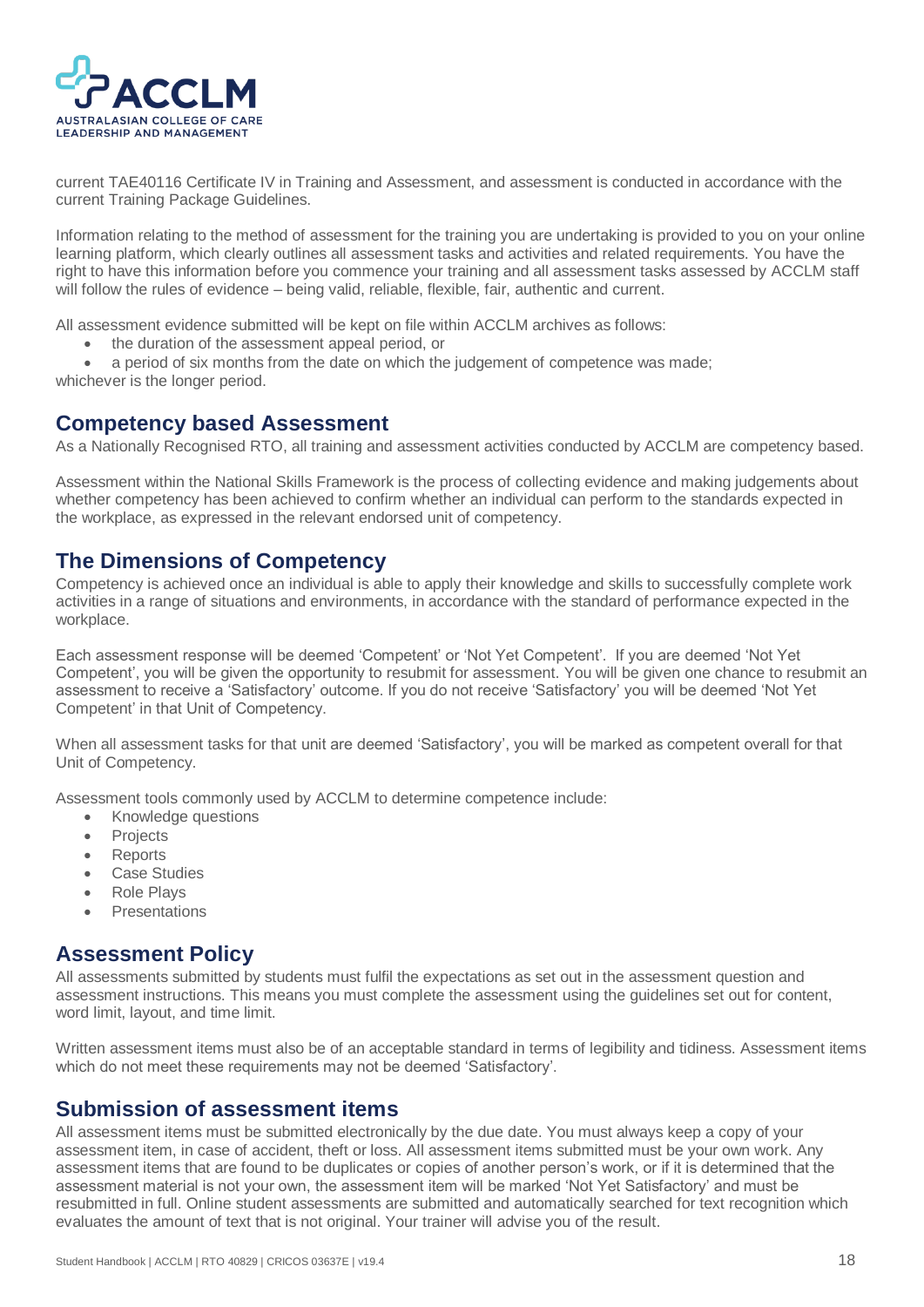current TAE40116 Certificate IV in Training and Assessment, and assessment is conducted in accordance with the current Training Package Guidelines.

Information relating to the method of assessment for the training you are undertaking is provided to you on your online learning platform, which clearly outlines all assessment tasks and activities and related requirements. You have the right to have this information before you commence your training and all assessment tasks assessed by ACCLM staff will follow the rules of evidence – being valid, reliable, flexible, fair, authentic and current.

All assessment evidence submitted will be kept on file within ACCLM archives as follows:

- the duration of the assessment appeal period, or
- a period of six months from the date on which the judgement of competence was made;

whichever is the longer period.

## Competency based Assessment

As a Nationally Recognised RTO, all training and assessment activities conducted by ACCLM are competency based.

Assessment within the National Skills Framework is the process of collecting evidence and making judgements about whether competency has been achieved to confirm whether an individual can perform to the standards expected in the workplace, as expressed in the relevant endorsed unit of competency.

## The Dimensions of Competency

Competency is achieved once an individual is able to apply their knowledge and skills to successfully complete work activities in a range of situations and environments, in accordance with the standard of performance expected in the workplace.

Each assessment response will be deemed 'Competent' or 'Not Yet Competent'. If you are deemed 'Not Yet Competent', you will be given the opportunity to resubmit for assessment. You will be given one chance to resubmit an assessment to receive a 'Satisfactory' outcome. If you do not receive 'Satisfactory' you will be deemed 'Not Yet Competent' in that Unit of Competency.

When all assessment tasks for that unit are deemed 'Satisfactory', you will be marked as competent overall for that Unit of Competency.

Assessment tools commonly used by ACCLM to determine competence include:

- Knowledge questions
- Projects
- Reports
- Case Studies
- Role Plays
- Presentations

## Assessment Policy

All assessments submitted by students must fulfil the expectations as set out in the assessment question and assessment instructions. This means you must complete the assessment using the guidelines set out for content, word limit, layout, and time limit.

Written assessment items must also be of an acceptable standard in terms of legibility and tidiness. Assessment items which do not meet these requirements may not be deemed 'Satisfactory'.

## Submission of assessment items

All assessment items must be submitted electronically by the due date. You must always keep a copy of your assessment item, in case of accident, theft or loss. All assessment items submitted must be your own work. Any assessment items that are found to be duplicates or copies of another person's work, or if it is determined that the assessment material is not your own, the assessment item will be marked 'Not Yet Satisfactory' and must be resubmitted in full. Online student assessments are submitted and automatically searched for text recognition which evaluates the amount of text that is not original. Your trainer will advise you of the result.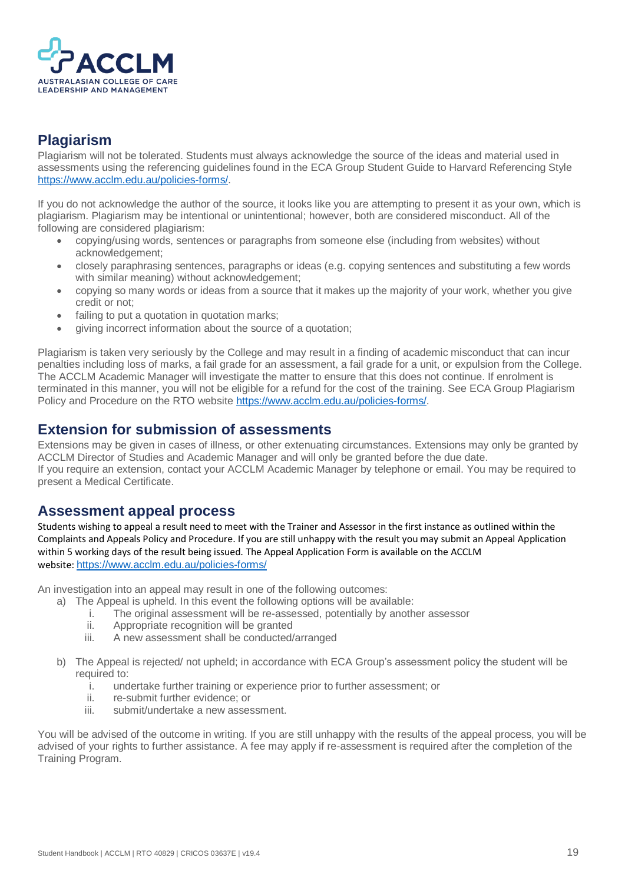## Plagiarism

Plagiarism will not be tolerated. Students must always acknowledge the source of the ideas and material used in assessments using the referencing guidelines found in the ECA Group Student Guide to Harvard Referencing Style https://www.acclm.edu.au/policies-forms/.

If you do not acknowledge the author of the source, it looks like you are attempting to present it as your own, which is plagiarism. Plagiarism may be intentional or unintentional; however, both are considered misconduct. All of the following are considered plagiarism:

- copying/using words, sentences or paragraphs from someone else (including from websites) without acknowledgement;
- closely paraphrasing sentences, paragraphs or ideas (e.g. copying sentences and substituting a few words with similar meaning) without acknowledgement;
- copying so many words or ideas from a source that it makes up the majority of your work, whether you give credit or not;
- failing to put a quotation in quotation marks;
- giving incorrect information about the source of a quotation;

Plagiarism is taken very seriously by the College and may result in a finding of academic misconduct that can incur penalties including loss of marks, a fail grade for an assessment, a fail grade for a unit, or expulsion from the College. The ACCLM Academic Manager will investigate the matter to ensure that this does not continue. If enrolment is terminated in this manner, you will not be eligible for a refund for the cost of the training. See ECA Group Plagiarism Policy and Procedure on the RTO website https://www.acclm.edu.au/policies-forms/.

## Extension for submission of assessments

Extensions may be given in cases of illness, or other extenuating circumstances. Extensions may only be granted by ACCLM Director of Studies and Academic Manager and will only be granted before the due date.
If you require an extension, contact your ACCLM Academic Manager by telephone or email. You may be required to present a Medical Certificate.

## Assessment appeal process

Students wishing to appeal a result need to meet with the Trainer and Assessor in the first instance as outlined within the Complaints and Appeals Policy and Procedure. If you are still unhappy with the result you may submit an Appeal Application within 5 working days of the result being issued. The Appeal Application Form is available on the ACCLM website: https://www.acclm.edu.au/policies-forms/

An investigation into an appeal may result in one of the following outcomes:

a) The Appeal is upheld. In this event the following options will be available:
   i. The original assessment will be re-assessed, potentially by another assessor
   ii. Appropriate recognition will be granted
   iii. A new assessment shall be conducted/arranged

b) The Appeal is rejected/ not upheld; in accordance with ECA Group's assessment policy the student will be required to:
   i. undertake further training or experience prior to further assessment; or
   ii. re-submit further evidence; or
   iii. submit/undertake a new assessment.

You will be advised of the outcome in writing. If you are still unhappy with the results of the appeal process, you will be advised of your rights to further assistance. A fee may apply if re-assessment is required after the completion of the Training Program.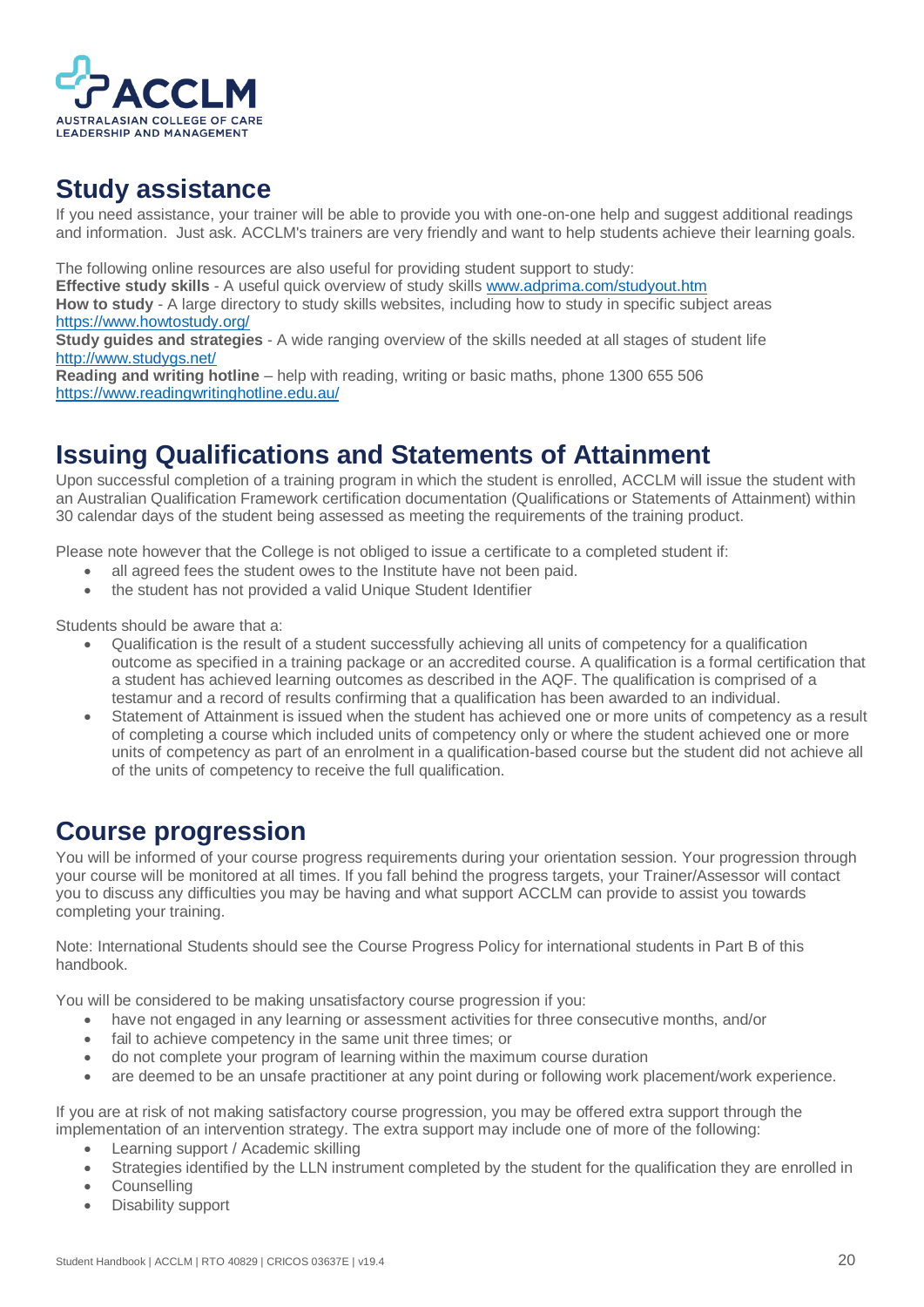## Study assistance

If you need assistance, your trainer will be able to provide you with one-on-one help and suggest additional readings and information. Just ask. ACCLM's trainers are very friendly and want to help students achieve their learning goals.

The following online resources are also useful for providing student support to study:
**Effective study skills** - A useful quick overview of study skills [www.adprima.com/studyout.htm](www.adprima.com/studyout.htm)
**How to study** - A large directory to study skills websites, including how to study in specific subject areas [https://www.howtostudy.org/](https://www.howtostudy.org/)
**Study guides and strategies** - A wide ranging overview of the skills needed at all stages of student life [http://www.studygs.net/](http://www.studygs.net/)
**Reading and writing hotline** – help with reading, writing or basic maths, phone 1300 655 506 [https://www.readingwritinghotline.edu.au/](https://www.readingwritinghotline.edu.au/)

## Issuing Qualifications and Statements of Attainment

Upon successful completion of a training program in which the student is enrolled, ACCLM will issue the student with an Australian Qualification Framework certification documentation (Qualifications or Statements of Attainment) within 30 calendar days of the student being assessed as meeting the requirements of the training product.

Please note however that the College is not obliged to issue a certificate to a completed student if:

- all agreed fees the student owes to the Institute have not been paid.
- the student has not provided a valid Unique Student Identifier

Students should be aware that a:

- Qualification is the result of a student successfully achieving all units of competency for a qualification outcome as specified in a training package or an accredited course. A qualification is a formal certification that a student has achieved learning outcomes as described in the AQF. The qualification is comprised of a testamur and a record of results confirming that a qualification has been awarded to an individual.
- Statement of Attainment is issued when the student has achieved one or more units of competency as a result of completing a course which included units of competency only or where the student achieved one or more units of competency as part of an enrolment in a qualification-based course but the student did not achieve all of the units of competency to receive the full qualification.

## Course progression

You will be informed of your course progress requirements during your orientation session. Your progression through your course will be monitored at all times. If you fall behind the progress targets, your Trainer/Assessor will contact you to discuss any difficulties you may be having and what support ACCLM can provide to assist you towards completing your training.

Note: International Students should see the Course Progress Policy for international students in Part B of this handbook.

You will be considered to be making unsatisfactory course progression if you:

- have not engaged in any learning or assessment activities for three consecutive months, and/or
- fail to achieve competency in the same unit three times; or
- do not complete your program of learning within the maximum course duration
- are deemed to be an unsafe practitioner at any point during or following work placement/work experience.

If you are at risk of not making satisfactory course progression, you may be offered extra support through the implementation of an intervention strategy. The extra support may include one of more of the following:

- Learning support / Academic skilling
- Strategies identified by the LLN instrument completed by the student for the qualification they are enrolled in
- Counselling
- Disability support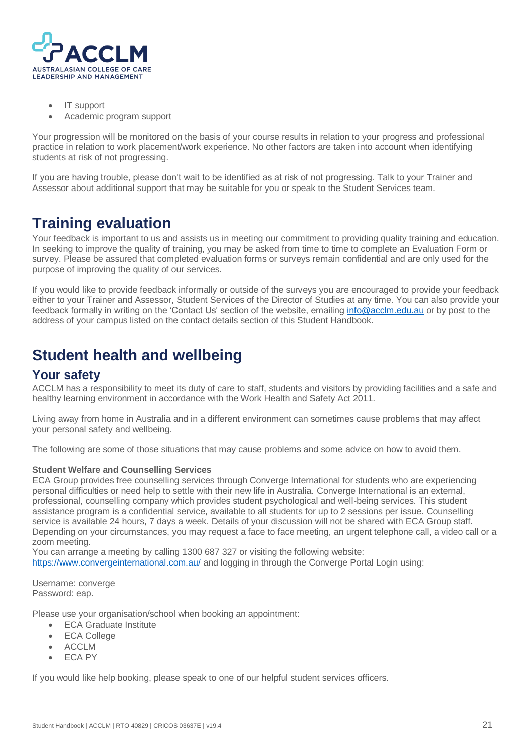- IT support
- Academic program support

Your progression will be monitored on the basis of your course results in relation to your progress and professional practice in relation to work placement/work experience. No other factors are taken into account when identifying students at risk of not progressing.

If you are having trouble, please don't wait to be identified as at risk of not progressing. Talk to your Trainer and Assessor about additional support that may be suitable for you or speak to the Student Services team.

# Training evaluation

Your feedback is important to us and assists us in meeting our commitment to providing quality training and education. In seeking to improve the quality of training, you may be asked from time to time to complete an Evaluation Form or survey. Please be assured that completed evaluation forms or surveys remain confidential and are only used for the purpose of improving the quality of our services.

If you would like to provide feedback informally or outside of the surveys you are encouraged to provide your feedback either to your Trainer and Assessor, Student Services of the Director of Studies at any time. You can also provide your feedback formally in writing on the 'Contact Us' section of the website, emailing [info@acclm.edu.au](mailto:info@acclm.edu.au) or by post to the address of your campus listed on the contact details section of this Student Handbook.

# Student health and wellbeing

## Your safety

ACCLM has a responsibility to meet its duty of care to staff, students and visitors by providing facilities and a safe and healthy learning environment in accordance with the Work Health and Safety Act 2011.

Living away from home in Australia and in a different environment can sometimes cause problems that may affect your personal safety and wellbeing.

The following are some of those situations that may cause problems and some advice on how to avoid them.

**Student Welfare and Counselling Services**

ECA Group provides free counselling services through Converge International for students who are experiencing personal difficulties or need help to settle with their new life in Australia. Converge International is an external, professional, counselling company which provides student psychological and well-being services. This student assistance program is a confidential service, available to all students for up to 2 sessions per issue. Counselling service is available 24 hours, 7 days a week. Details of your discussion will not be shared with ECA Group staff. Depending on your circumstances, you may request a face to face meeting, an urgent telephone call, a video call or a zoom meeting.
You can arrange a meeting by calling 1300 687 327 or visiting the following website: [https://www.convergeinternational.com.au/](https://www.convergeinternational.com.au/) and logging in through the Converge Portal Login using:

Username: converge
Password: eap.

Please use your organisation/school when booking an appointment:

- ECA Graduate Institute
- ECA College
- ACCLM
- ECA PY

If you would like help booking, please speak to one of our helpful student services officers.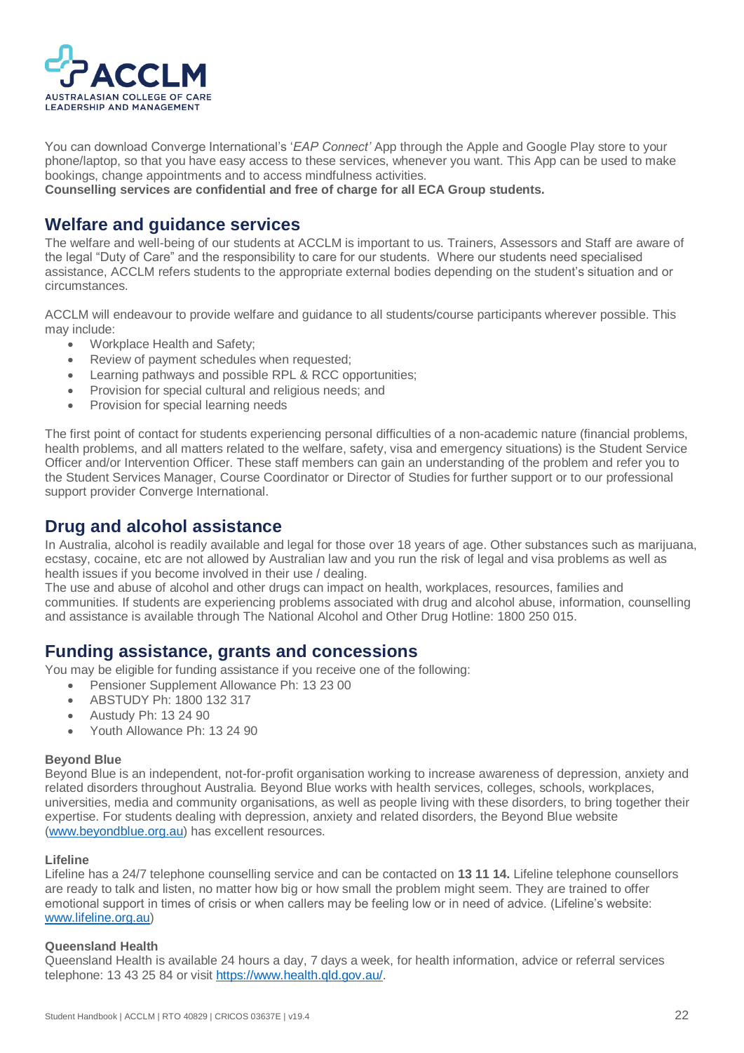You can download Converge International's '*EAP Connect'* App through the Apple and Google Play store to your phone/laptop, so that you have easy access to these services, whenever you want. This App can be used to make bookings, change appointments and to access mindfulness activities.
**Counselling services are confidential and free of charge for all ECA Group students.**

## Welfare and guidance services

The welfare and well-being of our students at ACCLM is important to us. Trainers, Assessors and Staff are aware of the legal "Duty of Care" and the responsibility to care for our students. Where our students need specialised assistance, ACCLM refers students to the appropriate external bodies depending on the student's situation and or circumstances.

ACCLM will endeavour to provide welfare and guidance to all students/course participants wherever possible. This may include:

- Workplace Health and Safety;
- Review of payment schedules when requested;
- Learning pathways and possible RPL & RCC opportunities;
- Provision for special cultural and religious needs; and
- Provision for special learning needs

The first point of contact for students experiencing personal difficulties of a non-academic nature (financial problems, health problems, and all matters related to the welfare, safety, visa and emergency situations) is the Student Service Officer and/or Intervention Officer. These staff members can gain an understanding of the problem and refer you to the Student Services Manager, Course Coordinator or Director of Studies for further support or to our professional support provider Converge International.

## Drug and alcohol assistance

In Australia, alcohol is readily available and legal for those over 18 years of age. Other substances such as marijuana, ecstasy, cocaine, etc are not allowed by Australian law and you run the risk of legal and visa problems as well as health issues if you become involved in their use / dealing.
The use and abuse of alcohol and other drugs can impact on health, workplaces, resources, families and communities. If students are experiencing problems associated with drug and alcohol abuse, information, counselling and assistance is available through The National Alcohol and Other Drug Hotline: 1800 250 015.

## Funding assistance, grants and concessions

You may be eligible for funding assistance if you receive one of the following:

- Pensioner Supplement Allowance Ph: 13 23 00
- ABSTUDY Ph: 1800 132 317
- Austudy Ph: 13 24 90
- Youth Allowance Ph: 13 24 90

#### Beyond Blue

Beyond Blue is an independent, not-for-profit organisation working to increase awareness of depression, anxiety and related disorders throughout Australia. Beyond Blue works with health services, colleges, schools, workplaces, universities, media and community organisations, as well as people living with these disorders, to bring together their expertise. For students dealing with depression, anxiety and related disorders, the Beyond Blue website (www.beyondblue.org.au) has excellent resources.

#### Lifeline

Lifeline has a 24/7 telephone counselling service and can be contacted on **13 11 14.** Lifeline telephone counsellors are ready to talk and listen, no matter how big or how small the problem might seem. They are trained to offer emotional support in times of crisis or when callers may be feeling low or in need of advice. (Lifeline's website: www.lifeline.org.au)

#### Queensland Health

Queensland Health is available 24 hours a day, 7 days a week, for health information, advice or referral services telephone: 13 43 25 84 or visit https://www.health.qld.gov.au/.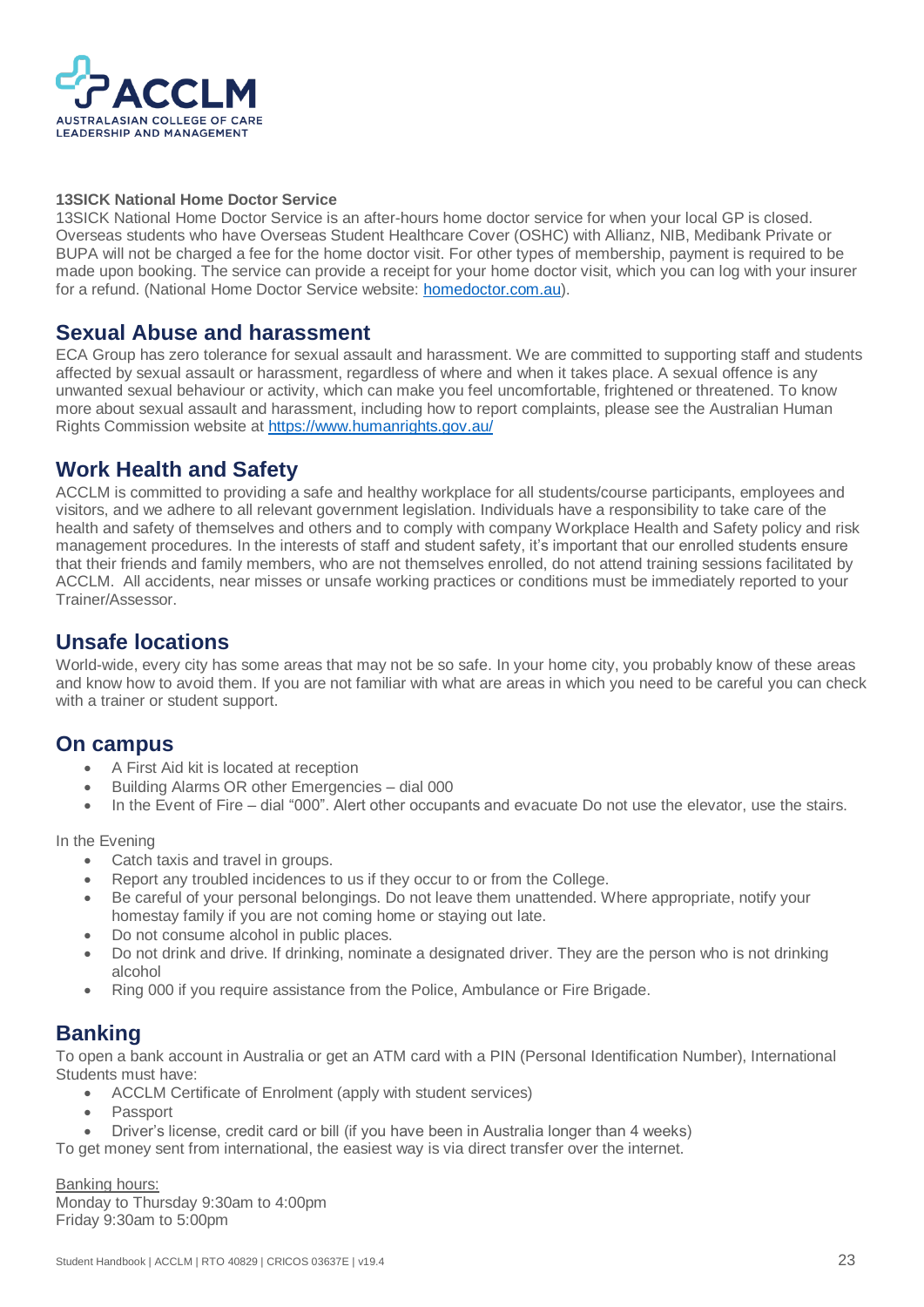**13SICK National Home Doctor Service**

13SICK National Home Doctor Service is an after-hours home doctor service for when your local GP is closed. Overseas students who have Overseas Student Healthcare Cover (OSHC) with Allianz, NIB, Medibank Private or BUPA will not be charged a fee for the home doctor visit. For other types of membership, payment is required to be made upon booking. The service can provide a receipt for your home doctor visit, which you can log with your insurer for a refund. (National Home Doctor Service website: [homedoctor.com.au](homedoctor.com.au)).

## Sexual Abuse and harassment

ECA Group has zero tolerance for sexual assault and harassment. We are committed to supporting staff and students affected by sexual assault or harassment, regardless of where and when it takes place. A sexual offence is any unwanted sexual behaviour or activity, which can make you feel uncomfortable, frightened or threatened. To know more about sexual assault and harassment, including how to report complaints, please see the Australian Human Rights Commission website at [https://www.humanrights.gov.au/](https://www.humanrights.gov.au/)

## Work Health and Safety

ACCLM is committed to providing a safe and healthy workplace for all students/course participants, employees and visitors, and we adhere to all relevant government legislation. Individuals have a responsibility to take care of the health and safety of themselves and others and to comply with company Workplace Health and Safety policy and risk management procedures. In the interests of staff and student safety, it's important that our enrolled students ensure that their friends and family members, who are not themselves enrolled, do not attend training sessions facilitated by ACCLM. All accidents, near misses or unsafe working practices or conditions must be immediately reported to your Trainer/Assessor.

## Unsafe locations

World-wide, every city has some areas that may not be so safe. In your home city, you probably know of these areas and know how to avoid them. If you are not familiar with what are areas in which you need to be careful you can check with a trainer or student support.

## On campus

- A First Aid kit is located at reception
- Building Alarms OR other Emergencies – dial 000
- In the Event of Fire – dial "000". Alert other occupants and evacuate Do not use the elevator, use the stairs.

In the Evening

- Catch taxis and travel in groups.
- Report any troubled incidences to us if they occur to or from the College.
- Be careful of your personal belongings. Do not leave them unattended. Where appropriate, notify your homestay family if you are not coming home or staying out late.
- Do not consume alcohol in public places.
- Do not drink and drive. If drinking, nominate a designated driver. They are the person who is not drinking alcohol
- Ring 000 if you require assistance from the Police, Ambulance or Fire Brigade.

## Banking

To open a bank account in Australia or get an ATM card with a PIN (Personal Identification Number), International Students must have:

- ACCLM Certificate of Enrolment (apply with student services)
- Passport
- Driver's license, credit card or bill (if you have been in Australia longer than 4 weeks)

To get money sent from international, the easiest way is via direct transfer over the internet.

Banking hours:
Monday to Thursday 9:30am to 4:00pm
Friday 9:30am to 5:00pm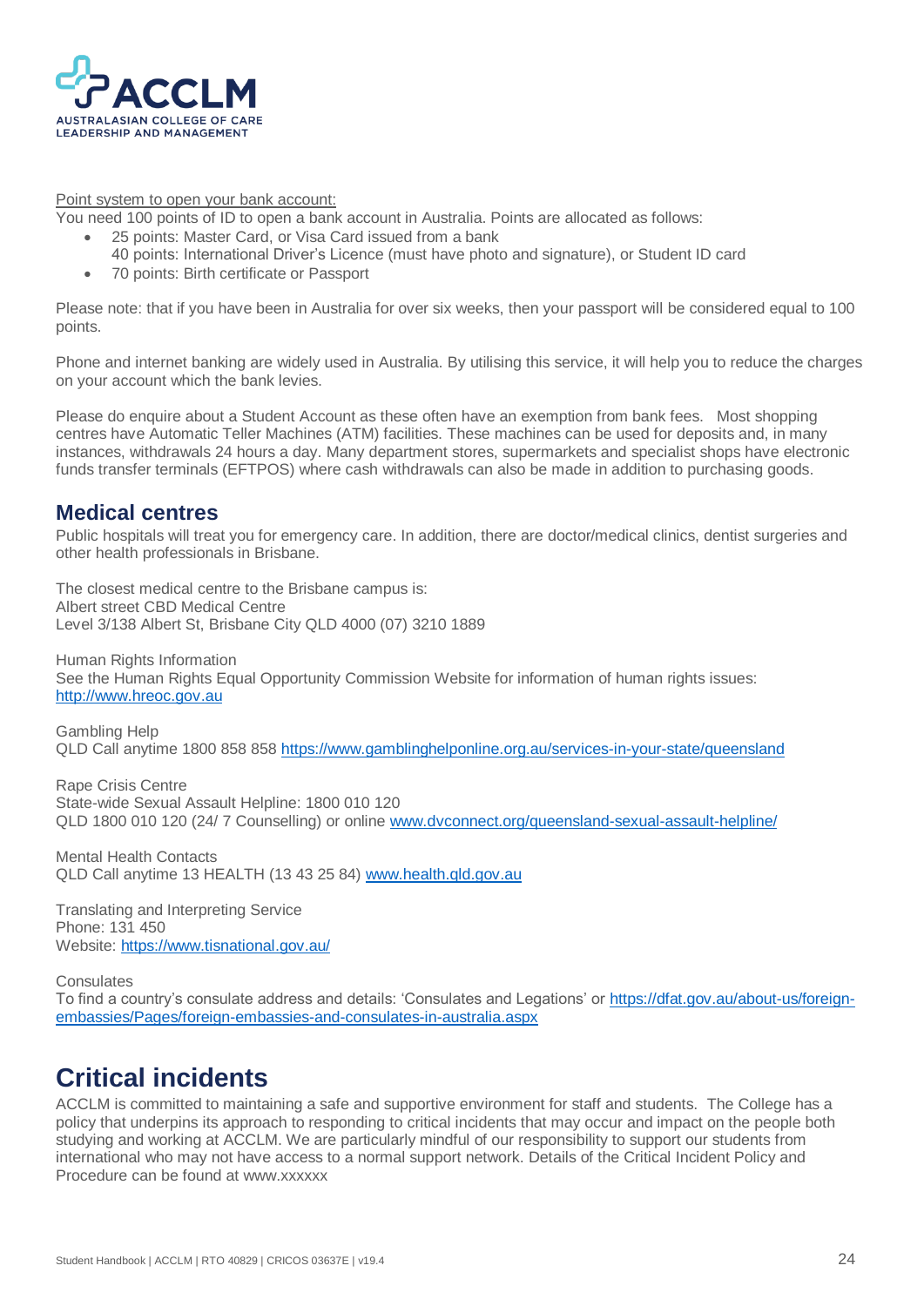Point system to open your bank account:

You need 100 points of ID to open a bank account in Australia. Points are allocated as follows:

- 25 points: Master Card, or Visa Card issued from a bank
  40 points: International Driver's Licence (must have photo and signature), or Student ID card
- 70 points: Birth certificate or Passport

Please note: that if you have been in Australia for over six weeks, then your passport will be considered equal to 100 points.

Phone and internet banking are widely used in Australia. By utilising this service, it will help you to reduce the charges on your account which the bank levies.

Please do enquire about a Student Account as these often have an exemption from bank fees. Most shopping centres have Automatic Teller Machines (ATM) facilities. These machines can be used for deposits and, in many instances, withdrawals 24 hours a day. Many department stores, supermarkets and specialist shops have electronic funds transfer terminals (EFTPOS) where cash withdrawals can also be made in addition to purchasing goods.

## Medical centres

Public hospitals will treat you for emergency care. In addition, there are doctor/medical clinics, dentist surgeries and other health professionals in Brisbane.

The closest medical centre to the Brisbane campus is:
Albert street CBD Medical Centre
Level 3/138 Albert St, Brisbane City QLD 4000 (07) 3210 1889

Human Rights Information
See the Human Rights Equal Opportunity Commission Website for information of human rights issues: http://www.hreoc.gov.au

Gambling Help
QLD Call anytime 1800 858 858 https://www.gamblinghelponline.org.au/services-in-your-state/queensland

Rape Crisis Centre
State-wide Sexual Assault Helpline: 1800 010 120
QLD 1800 010 120 (24/ 7 Counselling) or online www.dvconnect.org/queensland-sexual-assault-helpline/

Mental Health Contacts
QLD Call anytime 13 HEALTH (13 43 25 84) www.health.qld.gov.au

Translating and Interpreting Service
Phone: 131 450
Website: https://www.tisnational.gov.au/

Consulates
To find a country's consulate address and details: 'Consulates and Legations' or https://dfat.gov.au/about-us/foreign-embassies/Pages/foreign-embassies-and-consulates-in-australia.aspx

# Critical incidents

ACCLM is committed to maintaining a safe and supportive environment for staff and students. The College has a policy that underpins its approach to responding to critical incidents that may occur and impact on the people both studying and working at ACCLM. We are particularly mindful of our responsibility to support our students from international who may not have access to a normal support network. Details of the Critical Incident Policy and Procedure can be found at www.xxxxxx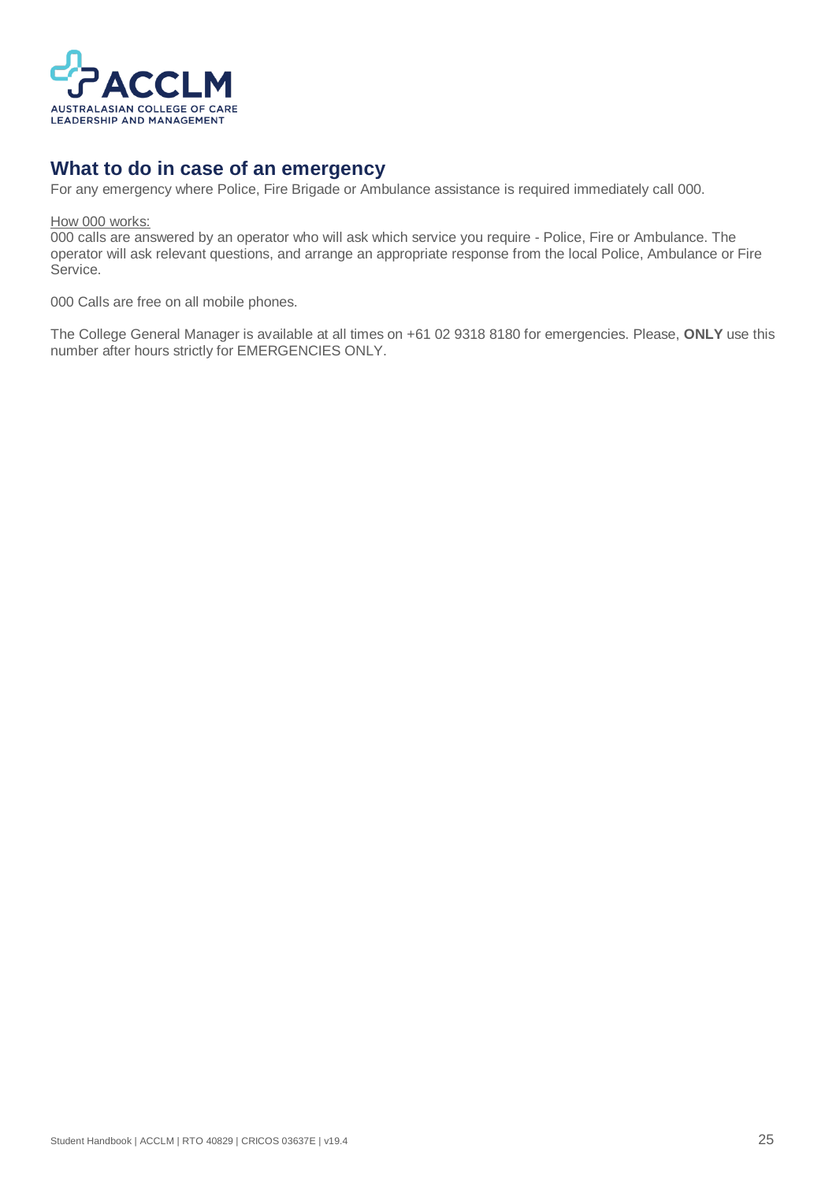## What to do in case of an emergency

For any emergency where Police, Fire Brigade or Ambulance assistance is required immediately call 000.

How 000 works:

000 calls are answered by an operator who will ask which service you require - Police, Fire or Ambulance. The operator will ask relevant questions, and arrange an appropriate response from the local Police, Ambulance or Fire Service.

000 Calls are free on all mobile phones.

The College General Manager is available at all times on +61 02 9318 8180 for emergencies. Please, **ONLY** use this number after hours strictly for EMERGENCIES ONLY.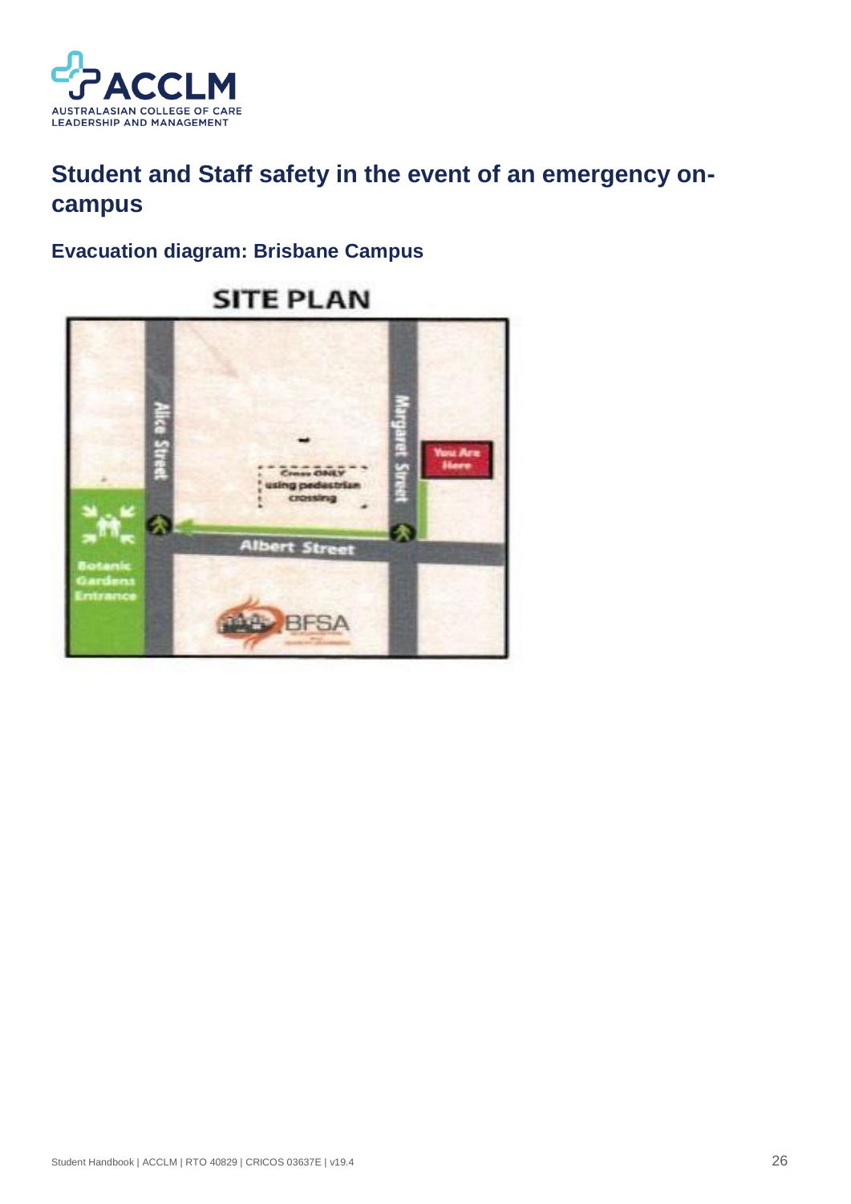## Student and Staff safety in the event of an emergency on-campus

### Evacuation diagram: Brisbane Campus

SITE PLAN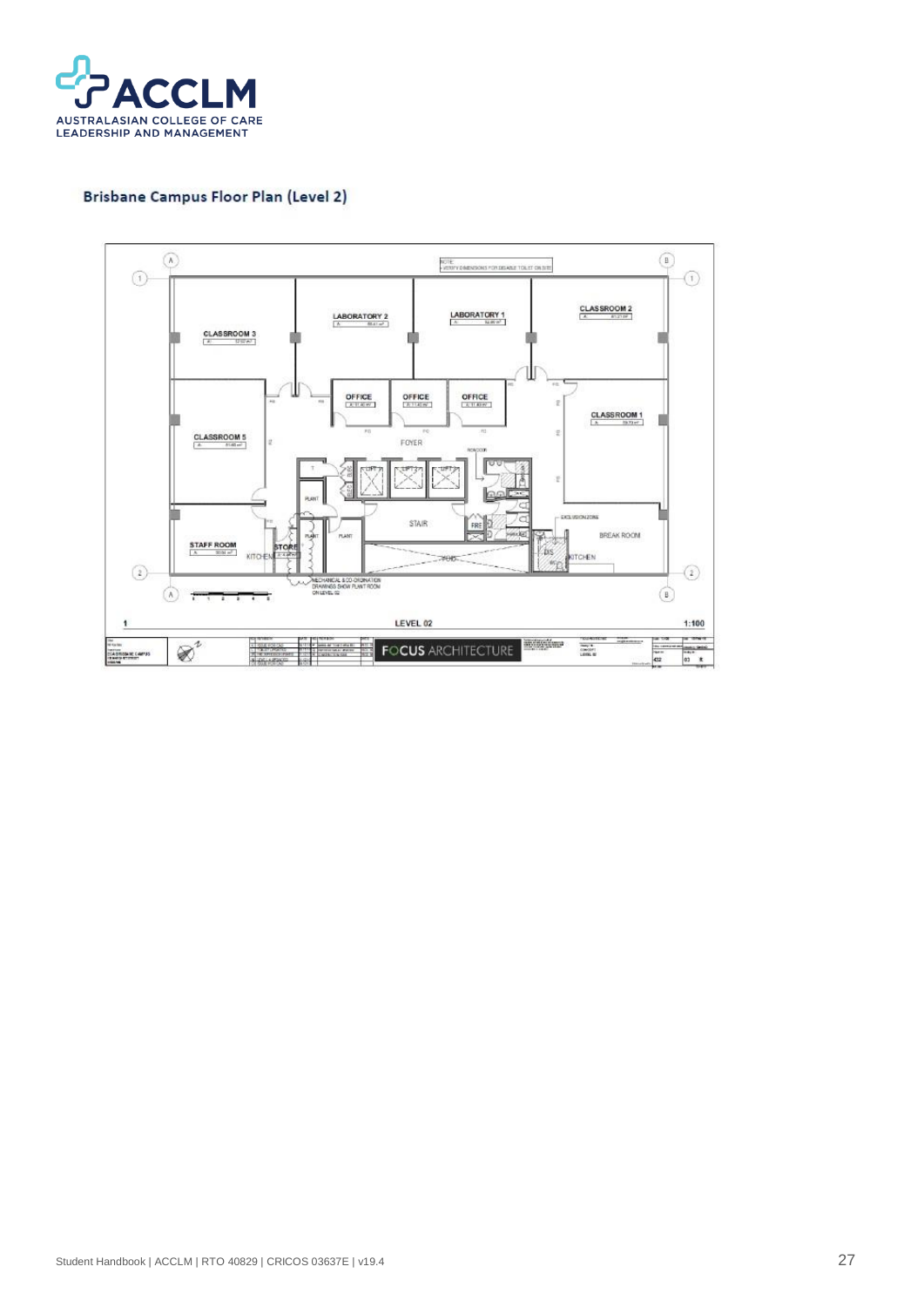## Brisbane Campus Floor Plan (Level 2)

CLASSROOM 3

LABORATORY 2

LABORATORY 1

CLASSROOM 2

OFFICE

OFFICE

OFFICE

CLASSROOM 1

CLASSROOM 5

FOYER

STAIR

EXCLUSION ZONE

BREAK ROOM

STAFF ROOM

STORE

KITCHEN

KITCHEN

MECHANICAL & CO-ORDINATION DRAWINGS SHOW PLANT ROOM ON LEVEL 02

LEVEL 02

1:100

FOCUS ARCHITECTURE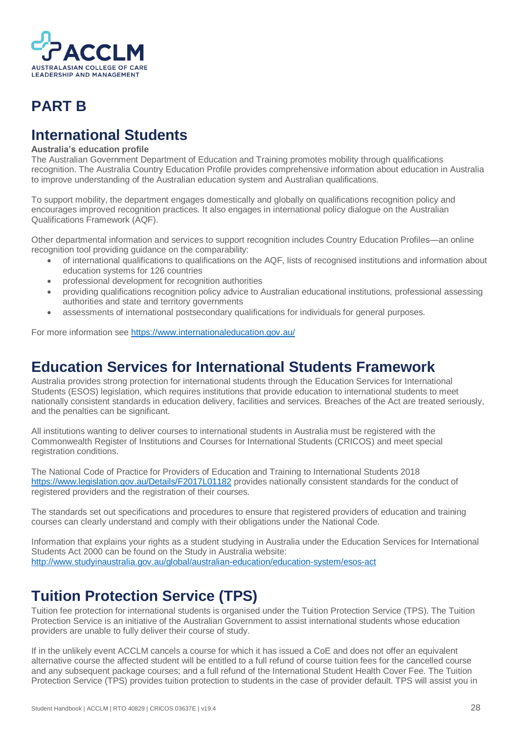# PART B

## International Students

**Australia's education profile**

The Australian Government Department of Education and Training promotes mobility through qualifications recognition. The Australia Country Education Profile provides comprehensive information about education in Australia to improve understanding of the Australian education system and Australian qualifications.

To support mobility, the department engages domestically and globally on qualifications recognition policy and encourages improved recognition practices. It also engages in international policy dialogue on the Australian Qualifications Framework (AQF).

Other departmental information and services to support recognition includes Country Education Profiles—an online recognition tool providing guidance on the comparability:

- of international qualifications to qualifications on the AQF, lists of recognised institutions and information about education systems for 126 countries
- professional development for recognition authorities
- providing qualifications recognition policy advice to Australian educational institutions, professional assessing authorities and state and territory governments
- assessments of international postsecondary qualifications for individuals for general purposes.

For more information see https://www.internationaleducation.gov.au/

## Education Services for International Students Framework

Australia provides strong protection for international students through the Education Services for International Students (ESOS) legislation, which requires institutions that provide education to international students to meet nationally consistent standards in education delivery, facilities and services. Breaches of the Act are treated seriously, and the penalties can be significant.

All institutions wanting to deliver courses to international students in Australia must be registered with the Commonwealth Register of Institutions and Courses for International Students (CRICOS) and meet special registration conditions.

The National Code of Practice for Providers of Education and Training to International Students 2018 https://www.legislation.gov.au/Details/F2017L01182 provides nationally consistent standards for the conduct of registered providers and the registration of their courses.

The standards set out specifications and procedures to ensure that registered providers of education and training courses can clearly understand and comply with their obligations under the National Code.

Information that explains your rights as a student studying in Australia under the Education Services for International Students Act 2000 can be found on the Study in Australia website:
http://www.studyinaustralia.gov.au/global/australian-education/education-system/esos-act

## Tuition Protection Service (TPS)

Tuition fee protection for international students is organised under the Tuition Protection Service (TPS). The Tuition Protection Service is an initiative of the Australian Government to assist international students whose education providers are unable to fully deliver their course of study.

If in the unlikely event ACCLM cancels a course for which it has issued a CoE and does not offer an equivalent alternative course the affected student will be entitled to a full refund of course tuition fees for the cancelled course and any subsequent package courses; and a full refund of the International Student Health Cover Fee. The Tuition Protection Service (TPS) provides tuition protection to students in the case of provider default. TPS will assist you in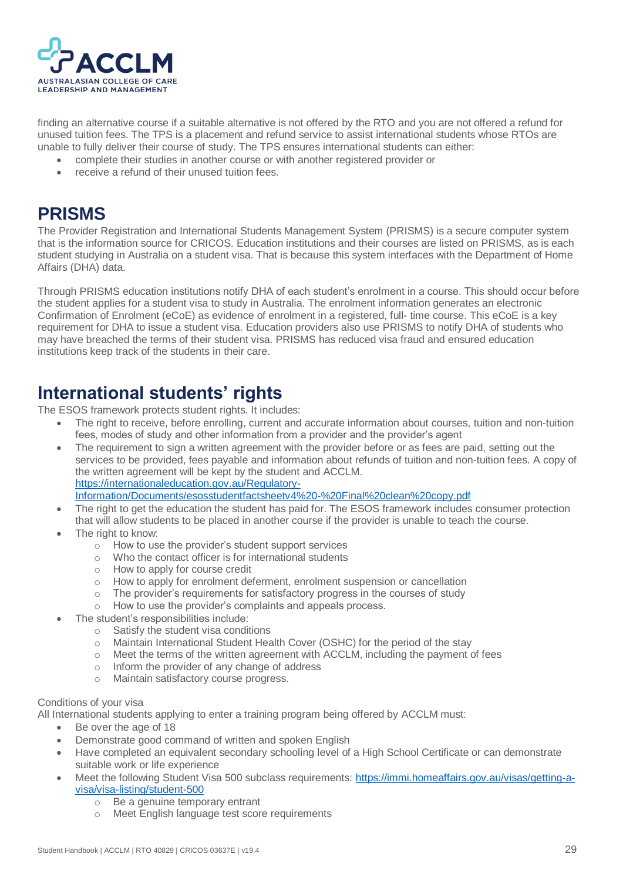finding an alternative course if a suitable alternative is not offered by the RTO and you are not offered a refund for unused tuition fees. The TPS is a placement and refund service to assist international students whose RTOs are unable to fully deliver their course of study. The TPS ensures international students can either:

- complete their studies in another course or with another registered provider or
- receive a refund of their unused tuition fees.

## PRISMS

The Provider Registration and International Students Management System (PRISMS) is a secure computer system that is the information source for CRICOS. Education institutions and their courses are listed on PRISMS, as is each student studying in Australia on a student visa. That is because this system interfaces with the Department of Home Affairs (DHA) data.

Through PRISMS education institutions notify DHA of each student's enrolment in a course. This should occur before the student applies for a student visa to study in Australia. The enrolment information generates an electronic Confirmation of Enrolment (eCoE) as evidence of enrolment in a registered, full- time course. This eCoE is a key requirement for DHA to issue a student visa. Education providers also use PRISMS to notify DHA of students who may have breached the terms of their student visa. PRISMS has reduced visa fraud and ensured education institutions keep track of the students in their care.

## International students' rights

The ESOS framework protects student rights. It includes:

- The right to receive, before enrolling, current and accurate information about courses, tuition and non-tuition fees, modes of study and other information from a provider and the provider's agent
- The requirement to sign a written agreement with the provider before or as fees are paid, setting out the services to be provided, fees payable and information about refunds of tuition and non-tuition fees. A copy of the written agreement will be kept by the student and ACCLM. [https://internationaleducation.gov.au/Regulatory-Information/Documents/esosstudentfactsheetv4%20-%20Final%20clean%20copy.pdf](https://internationaleducation.gov.au/Regulatory-Information/Documents/esosstudentfactsheetv4%20-%20Final%20clean%20copy.pdf)
- The right to get the education the student has paid for. The ESOS framework includes consumer protection that will allow students to be placed in another course if the provider is unable to teach the course.
- The right to know:
  - How to use the provider's student support services
  - Who the contact officer is for international students
  - How to apply for course credit
  - How to apply for enrolment deferment, enrolment suspension or cancellation
  - The provider's requirements for satisfactory progress in the courses of study
  - How to use the provider's complaints and appeals process.
- The student's responsibilities include:
  - Satisfy the student visa conditions
  - Maintain International Student Health Cover (OSHC) for the period of the stay
  - Meet the terms of the written agreement with ACCLM, including the payment of fees
  - Inform the provider of any change of address
  - Maintain satisfactory course progress.

Conditions of your visa

All International students applying to enter a training program being offered by ACCLM must:

- Be over the age of 18
- Demonstrate good command of written and spoken English
- Have completed an equivalent secondary schooling level of a High School Certificate or can demonstrate suitable work or life experience
- Meet the following Student Visa 500 subclass requirements: [https://immi.homeaffairs.gov.au/visas/getting-a-visa/visa-listing/student-500](https://immi.homeaffairs.gov.au/visas/getting-a-visa/visa-listing/student-500)
  - Be a genuine temporary entrant
  - Meet English language test score requirements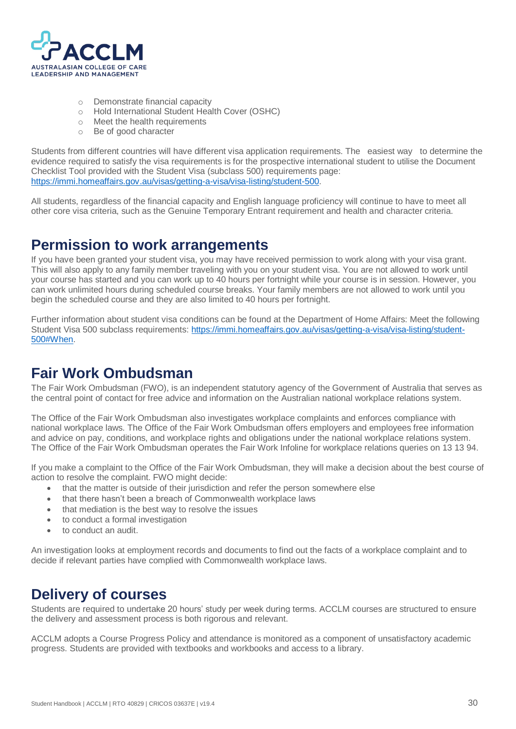- Demonstrate financial capacity
- Hold International Student Health Cover (OSHC)
- Meet the health requirements
- Be of good character

Students from different countries will have different visa application requirements. The easiest way to determine the evidence required to satisfy the visa requirements is for the prospective international student to utilise the Document Checklist Tool provided with the Student Visa (subclass 500) requirements page: https://immi.homeaffairs.gov.au/visas/getting-a-visa/visa-listing/student-500.

All students, regardless of the financial capacity and English language proficiency will continue to have to meet all other core visa criteria, such as the Genuine Temporary Entrant requirement and health and character criteria.

## Permission to work arrangements

If you have been granted your student visa, you may have received permission to work along with your visa grant. This will also apply to any family member traveling with you on your student visa. You are not allowed to work until your course has started and you can work up to 40 hours per fortnight while your course is in session. However, you can work unlimited hours during scheduled course breaks. Your family members are not allowed to work until you begin the scheduled course and they are also limited to 40 hours per fortnight.

Further information about student visa conditions can be found at the Department of Home Affairs: Meet the following Student Visa 500 subclass requirements: https://immi.homeaffairs.gov.au/visas/getting-a-visa/visa-listing/student-500#When.

## Fair Work Ombudsman

The Fair Work Ombudsman (FWO), is an independent statutory agency of the Government of Australia that serves as the central point of contact for free advice and information on the Australian national workplace relations system.

The Office of the Fair Work Ombudsman also investigates workplace complaints and enforces compliance with national workplace laws. The Office of the Fair Work Ombudsman offers employers and employees free information and advice on pay, conditions, and workplace rights and obligations under the national workplace relations system. The Office of the Fair Work Ombudsman operates the Fair Work Infoline for workplace relations queries on 13 13 94.

If you make a complaint to the Office of the Fair Work Ombudsman, they will make a decision about the best course of action to resolve the complaint. FWO might decide:

- that the matter is outside of their jurisdiction and refer the person somewhere else
- that there hasn't been a breach of Commonwealth workplace laws
- that mediation is the best way to resolve the issues
- to conduct a formal investigation
- to conduct an audit.

An investigation looks at employment records and documents to find out the facts of a workplace complaint and to decide if relevant parties have complied with Commonwealth workplace laws.

## Delivery of courses

Students are required to undertake 20 hours' study per week during terms. ACCLM courses are structured to ensure the delivery and assessment process is both rigorous and relevant.

ACCLM adopts a Course Progress Policy and attendance is monitored as a component of unsatisfactory academic progress. Students are provided with textbooks and workbooks and access to a library.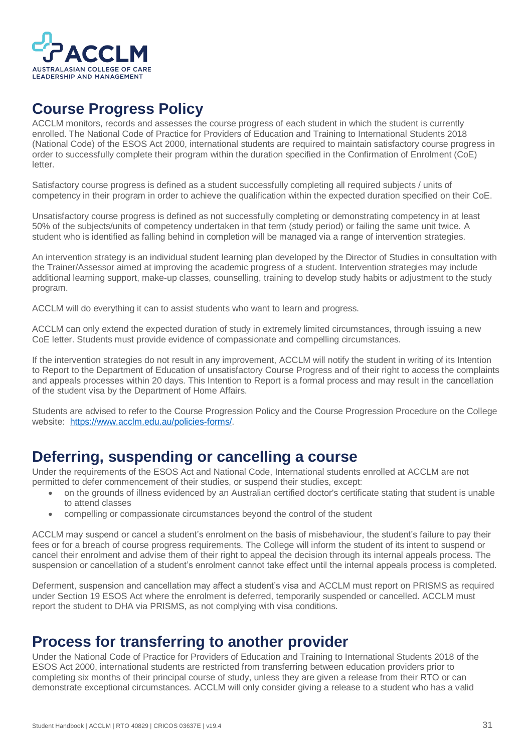## Course Progress Policy

ACCLM monitors, records and assesses the course progress of each student in which the student is currently enrolled. The National Code of Practice for Providers of Education and Training to International Students 2018 (National Code) of the ESOS Act 2000, international students are required to maintain satisfactory course progress in order to successfully complete their program within the duration specified in the Confirmation of Enrolment (CoE) letter.

Satisfactory course progress is defined as a student successfully completing all required subjects / units of competency in their program in order to achieve the qualification within the expected duration specified on their CoE.

Unsatisfactory course progress is defined as not successfully completing or demonstrating competency in at least 50% of the subjects/units of competency undertaken in that term (study period) or failing the same unit twice. A student who is identified as falling behind in completion will be managed via a range of intervention strategies.

An intervention strategy is an individual student learning plan developed by the Director of Studies in consultation with the Trainer/Assessor aimed at improving the academic progress of a student. Intervention strategies may include additional learning support, make-up classes, counselling, training to develop study habits or adjustment to the study program.

ACCLM will do everything it can to assist students who want to learn and progress.

ACCLM can only extend the expected duration of study in extremely limited circumstances, through issuing a new CoE letter. Students must provide evidence of compassionate and compelling circumstances.

If the intervention strategies do not result in any improvement, ACCLM will notify the student in writing of its Intention to Report to the Department of Education of unsatisfactory Course Progress and of their right to access the complaints and appeals processes within 20 days. This Intention to Report is a formal process and may result in the cancellation of the student visa by the Department of Home Affairs.

Students are advised to refer to the Course Progression Policy and the Course Progression Procedure on the College website: [https://www.acclm.edu.au/policies-forms/](https://www.acclm.edu.au/policies-forms/).

## Deferring, suspending or cancelling a course

Under the requirements of the ESOS Act and National Code, International students enrolled at ACCLM are not permitted to defer commencement of their studies, or suspend their studies, except:

- on the grounds of illness evidenced by an Australian certified doctor's certificate stating that student is unable to attend classes
- compelling or compassionate circumstances beyond the control of the student

ACCLM may suspend or cancel a student's enrolment on the basis of misbehaviour, the student's failure to pay their fees or for a breach of course progress requirements. The College will inform the student of its intent to suspend or cancel their enrolment and advise them of their right to appeal the decision through its internal appeals process. The suspension or cancellation of a student's enrolment cannot take effect until the internal appeals process is completed.

Deferment, suspension and cancellation may affect a student's visa and ACCLM must report on PRISMS as required under Section 19 ESOS Act where the enrolment is deferred, temporarily suspended or cancelled. ACCLM must report the student to DHA via PRISMS, as not complying with visa conditions.

## Process for transferring to another provider

Under the National Code of Practice for Providers of Education and Training to International Students 2018 of the ESOS Act 2000, international students are restricted from transferring between education providers prior to completing six months of their principal course of study, unless they are given a release from their RTO or can demonstrate exceptional circumstances. ACCLM will only consider giving a release to a student who has a valid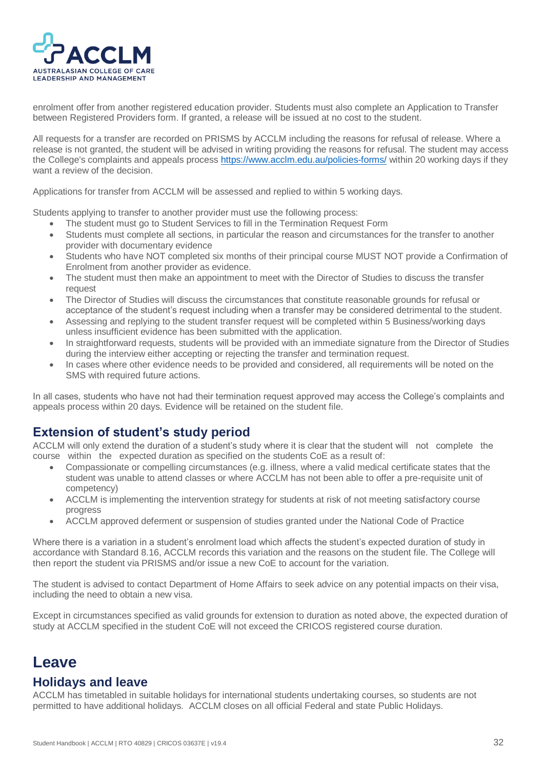enrolment offer from another registered education provider. Students must also complete an Application to Transfer between Registered Providers form. If granted, a release will be issued at no cost to the student.

All requests for a transfer are recorded on PRISMS by ACCLM including the reasons for refusal of release. Where a release is not granted, the student will be advised in writing providing the reasons for refusal. The student may access the College's complaints and appeals process https://www.acclm.edu.au/policies-forms/ within 20 working days if they want a review of the decision.

Applications for transfer from ACCLM will be assessed and replied to within 5 working days.

Students applying to transfer to another provider must use the following process:

- The student must go to Student Services to fill in the Termination Request Form
- Students must complete all sections, in particular the reason and circumstances for the transfer to another provider with documentary evidence
- Students who have NOT completed six months of their principal course MUST NOT provide a Confirmation of Enrolment from another provider as evidence.
- The student must then make an appointment to meet with the Director of Studies to discuss the transfer request
- The Director of Studies will discuss the circumstances that constitute reasonable grounds for refusal or acceptance of the student's request including when a transfer may be considered detrimental to the student.
- Assessing and replying to the student transfer request will be completed within 5 Business/working days unless insufficient evidence has been submitted with the application.
- In straightforward requests, students will be provided with an immediate signature from the Director of Studies during the interview either accepting or rejecting the transfer and termination request.
- In cases where other evidence needs to be provided and considered, all requirements will be noted on the SMS with required future actions.

In all cases, students who have not had their termination request approved may access the College's complaints and appeals process within 20 days. Evidence will be retained on the student file.

## Extension of student's study period

ACCLM will only extend the duration of a student's study where it is clear that the student will not complete the course within the expected duration as specified on the students CoE as a result of:

- Compassionate or compelling circumstances (e.g. illness, where a valid medical certificate states that the student was unable to attend classes or where ACCLM has not been able to offer a pre-requisite unit of competency)
- ACCLM is implementing the intervention strategy for students at risk of not meeting satisfactory course progress
- ACCLM approved deferment or suspension of studies granted under the National Code of Practice

Where there is a variation in a student's enrolment load which affects the student's expected duration of study in accordance with Standard 8.16, ACCLM records this variation and the reasons on the student file. The College will then report the student via PRISMS and/or issue a new CoE to account for the variation.

The student is advised to contact Department of Home Affairs to seek advice on any potential impacts on their visa, including the need to obtain a new visa.

Except in circumstances specified as valid grounds for extension to duration as noted above, the expected duration of study at ACCLM specified in the student CoE will not exceed the CRICOS registered course duration.

# Leave

## Holidays and leave

ACCLM has timetabled in suitable holidays for international students undertaking courses, so students are not permitted to have additional holidays. ACCLM closes on all official Federal and state Public Holidays.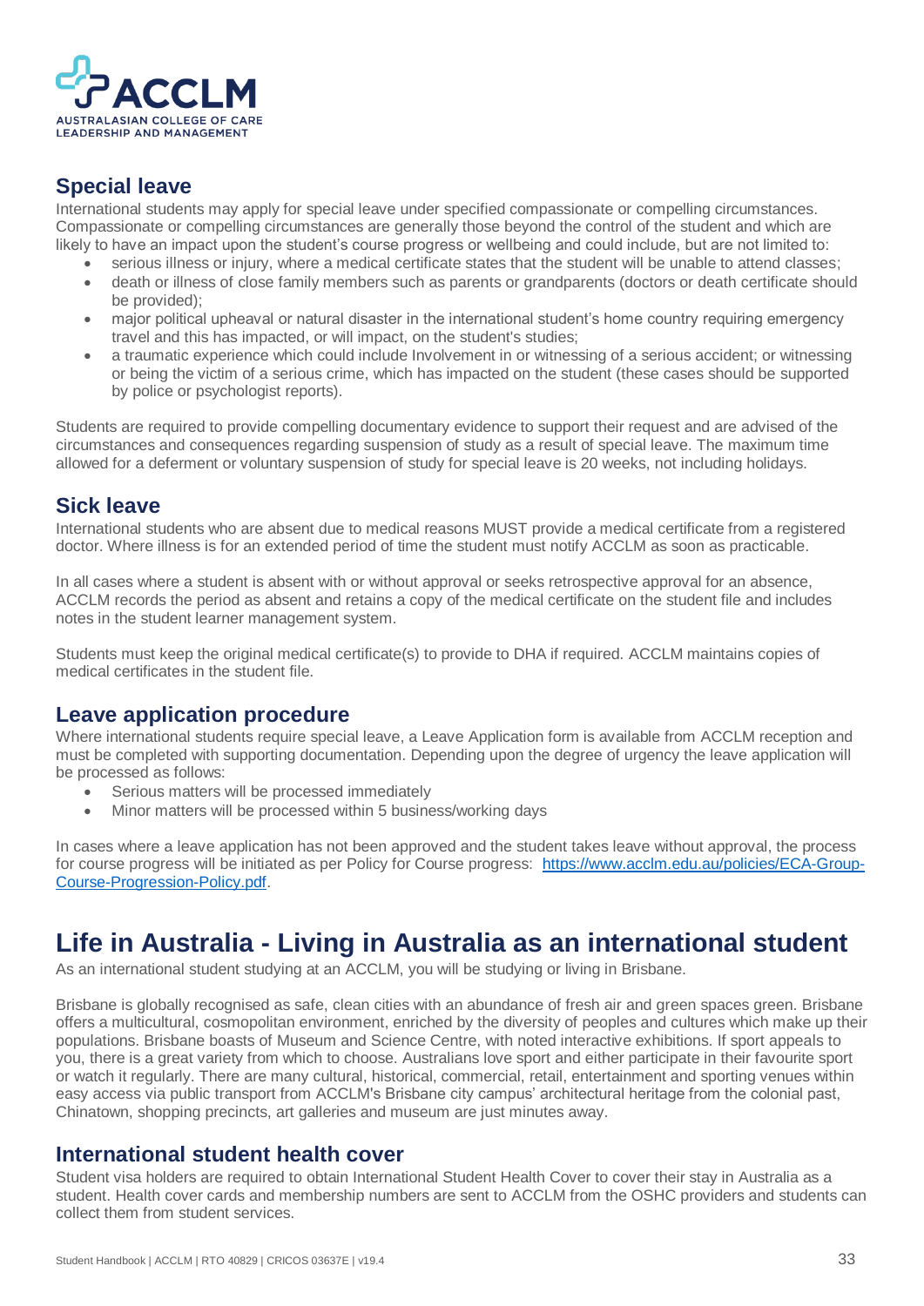## Special leave

International students may apply for special leave under specified compassionate or compelling circumstances. Compassionate or compelling circumstances are generally those beyond the control of the student and which are likely to have an impact upon the student's course progress or wellbeing and could include, but are not limited to:

- serious illness or injury, where a medical certificate states that the student will be unable to attend classes;
- death or illness of close family members such as parents or grandparents (doctors or death certificate should be provided);
- major political upheaval or natural disaster in the international student's home country requiring emergency travel and this has impacted, or will impact, on the student's studies;
- a traumatic experience which could include Involvement in or witnessing of a serious accident; or witnessing or being the victim of a serious crime, which has impacted on the student (these cases should be supported by police or psychologist reports).

Students are required to provide compelling documentary evidence to support their request and are advised of the circumstances and consequences regarding suspension of study as a result of special leave. The maximum time allowed for a deferment or voluntary suspension of study for special leave is 20 weeks, not including holidays.

## Sick leave

International students who are absent due to medical reasons MUST provide a medical certificate from a registered doctor. Where illness is for an extended period of time the student must notify ACCLM as soon as practicable.

In all cases where a student is absent with or without approval or seeks retrospective approval for an absence, ACCLM records the period as absent and retains a copy of the medical certificate on the student file and includes notes in the student learner management system.

Students must keep the original medical certificate(s) to provide to DHA if required. ACCLM maintains copies of medical certificates in the student file.

## Leave application procedure

Where international students require special leave, a Leave Application form is available from ACCLM reception and must be completed with supporting documentation. Depending upon the degree of urgency the leave application will be processed as follows:

- Serious matters will be processed immediately
- Minor matters will be processed within 5 business/working days

In cases where a leave application has not been approved and the student takes leave without approval, the process for course progress will be initiated as per Policy for Course progress: https://www.acclm.edu.au/policies/ECA-Group-Course-Progression-Policy.pdf.

# Life in Australia - Living in Australia as an international student

As an international student studying at an ACCLM, you will be studying or living in Brisbane.

Brisbane is globally recognised as safe, clean cities with an abundance of fresh air and green spaces green. Brisbane offers a multicultural, cosmopolitan environment, enriched by the diversity of peoples and cultures which make up their populations. Brisbane boasts of Museum and Science Centre, with noted interactive exhibitions. If sport appeals to you, there is a great variety from which to choose. Australians love sport and either participate in their favourite sport or watch it regularly. There are many cultural, historical, commercial, retail, entertainment and sporting venues within easy access via public transport from ACCLM's Brisbane city campus' architectural heritage from the colonial past, Chinatown, shopping precincts, art galleries and museum are just minutes away.

## International student health cover

Student visa holders are required to obtain International Student Health Cover to cover their stay in Australia as a student. Health cover cards and membership numbers are sent to ACCLM from the OSHC providers and students can collect them from student services.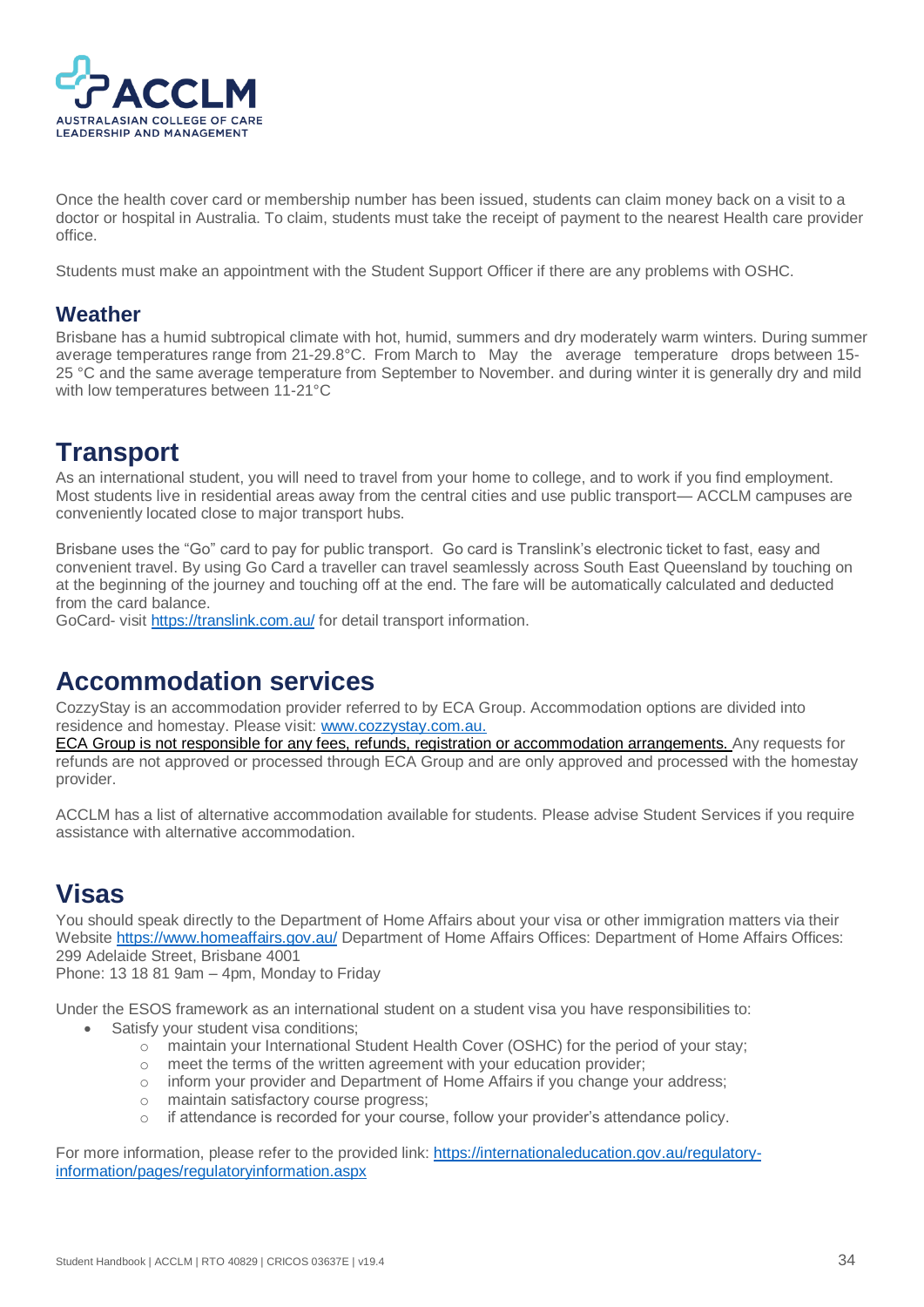Once the health cover card or membership number has been issued, students can claim money back on a visit to a doctor or hospital in Australia. To claim, students must take the receipt of payment to the nearest Health care provider office.

Students must make an appointment with the Student Support Officer if there are any problems with OSHC.

### Weather

Brisbane has a humid subtropical climate with hot, humid, summers and dry moderately warm winters. During summer average temperatures range from 21-29.8°C. From March to May the average temperature drops between 15-25 °C and the same average temperature from September to November. and during winter it is generally dry and mild with low temperatures between 11-21°C

## Transport

As an international student, you will need to travel from your home to college, and to work if you find employment. Most students live in residential areas away from the central cities and use public transport— ACCLM campuses are conveniently located close to major transport hubs.

Brisbane uses the "Go" card to pay for public transport. Go card is Translink's electronic ticket to fast, easy and convenient travel. By using Go Card a traveller can travel seamlessly across South East Queensland by touching on at the beginning of the journey and touching off at the end. The fare will be automatically calculated and deducted from the card balance.
GoCard- visit https://translink.com.au/ for detail transport information.

## Accommodation services

CozzyStay is an accommodation provider referred to by ECA Group. Accommodation options are divided into residence and homestay. Please visit: www.cozzystay.com.au.
ECA Group is not responsible for any fees, refunds, registration or accommodation arrangements. Any requests for refunds are not approved or processed through ECA Group and are only approved and processed with the homestay provider.

ACCLM has a list of alternative accommodation available for students. Please advise Student Services if you require assistance with alternative accommodation.

## Visas

You should speak directly to the Department of Home Affairs about your visa or other immigration matters via their Website https://www.homeaffairs.gov.au/ Department of Home Affairs Offices: Department of Home Affairs Offices: 299 Adelaide Street, Brisbane 4001
Phone: 13 18 81 9am – 4pm, Monday to Friday

Under the ESOS framework as an international student on a student visa you have responsibilities to:

- Satisfy your student visa conditions;
  - maintain your International Student Health Cover (OSHC) for the period of your stay;
  - meet the terms of the written agreement with your education provider;
  - inform your provider and Department of Home Affairs if you change your address;
  - maintain satisfactory course progress;
  - if attendance is recorded for your course, follow your provider's attendance policy.

For more information, please refer to the provided link: https://internationaleducation.gov.au/regulatory-information/pages/regulatoryinformation.aspx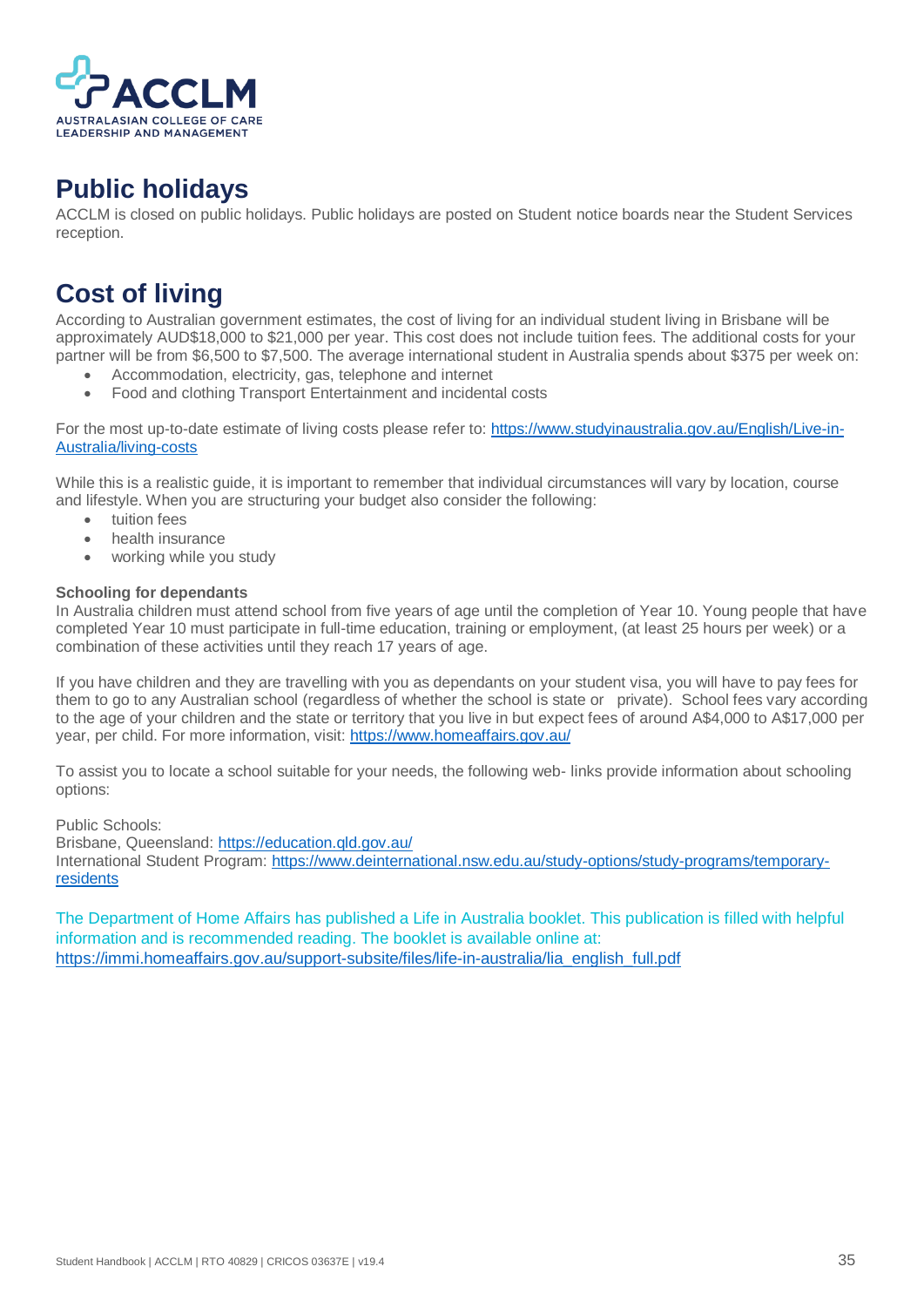# Public holidays

ACCLM is closed on public holidays. Public holidays are posted on Student notice boards near the Student Services reception.

# Cost of living

According to Australian government estimates, the cost of living for an individual student living in Brisbane will be approximately AUD$18,000 to $21,000 per year. This cost does not include tuition fees. The additional costs for your partner will be from $6,500 to $7,500. The average international student in Australia spends about $375 per week on:

- Accommodation, electricity, gas, telephone and internet
- Food and clothing Transport Entertainment and incidental costs

For the most up-to-date estimate of living costs please refer to: [https://www.studyinaustralia.gov.au/English/Live-in-Australia/living-costs](https://www.studyinaustralia.gov.au/English/Live-in-Australia/living-costs)

While this is a realistic guide, it is important to remember that individual circumstances will vary by location, course and lifestyle. When you are structuring your budget also consider the following:

- tuition fees
- health insurance
- working while you study

**Schooling for dependants**

In Australia children must attend school from five years of age until the completion of Year 10. Young people that have completed Year 10 must participate in full-time education, training or employment, (at least 25 hours per week) or a combination of these activities until they reach 17 years of age.

If you have children and they are travelling with you as dependants on your student visa, you will have to pay fees for them to go to any Australian school (regardless of whether the school is state or private). School fees vary according to the age of your children and the state or territory that you live in but expect fees of around A$4,000 to A$17,000 per year, per child. For more information, visit: [https://www.homeaffairs.gov.au/](https://www.homeaffairs.gov.au/)

To assist you to locate a school suitable for your needs, the following web- links provide information about schooling options:

Public Schools:
Brisbane, Queensland: [https://education.qld.gov.au/](https://education.qld.gov.au/)
International Student Program: [https://www.deinternational.nsw.edu.au/study-options/study-programs/temporary-residents](https://www.deinternational.nsw.edu.au/study-options/study-programs/temporary-residents)

The Department of Home Affairs has published a Life in Australia booklet. This publication is filled with helpful information and is recommended reading. The booklet is available online at:
[https://immi.homeaffairs.gov.au/support-subsite/files/life-in-australia/lia_english_full.pdf](https://immi.homeaffairs.gov.au/support-subsite/files/life-in-australia/lia_english_full.pdf)